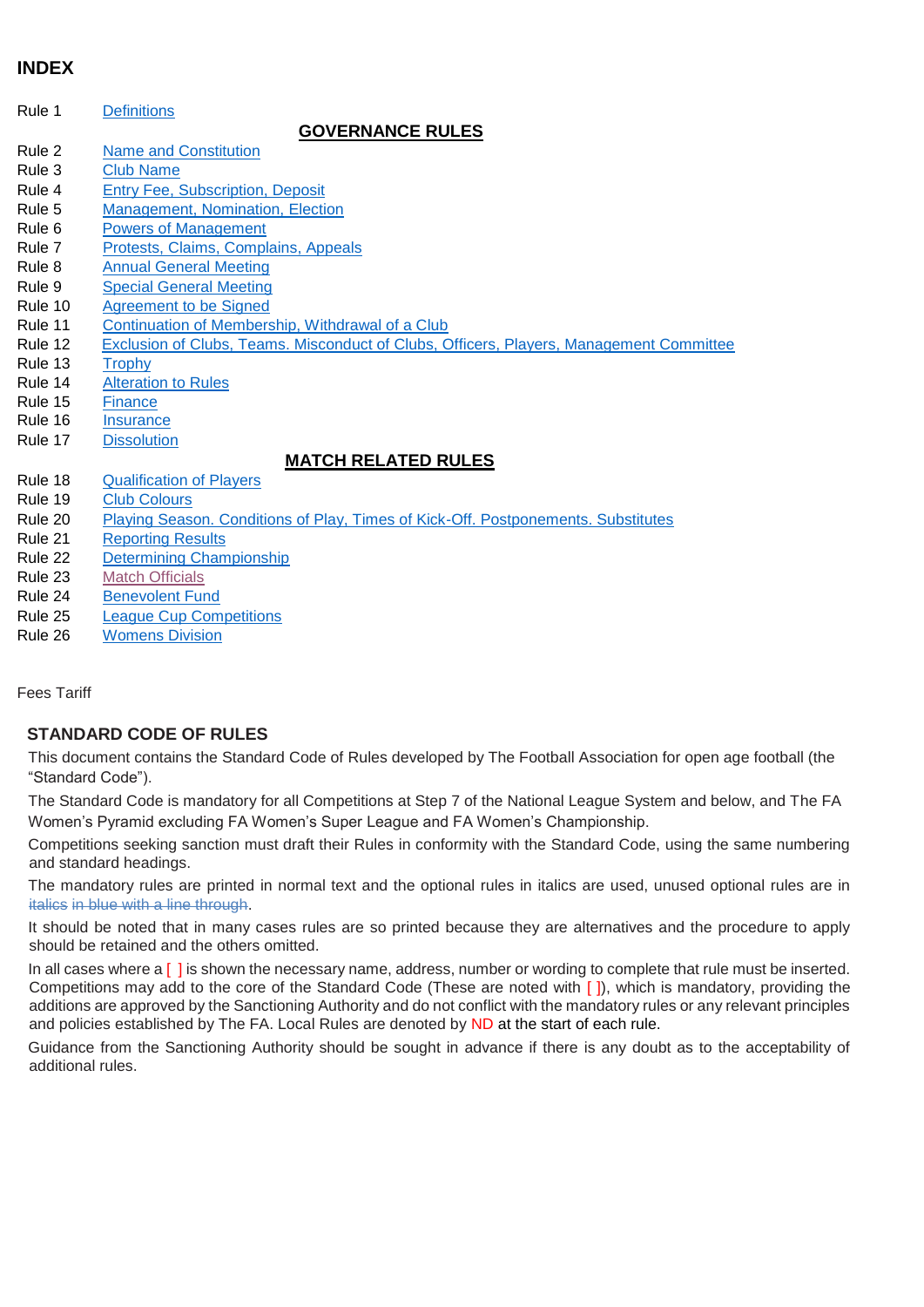## INDEX

| | |
|---|---|
| Rule 1 | Definitions |
| | **GOVERNANCE RULES** |
| Rule 2 | Name and Constitution |
| Rule 3 | Club Name |
| Rule 4 | Entry Fee, Subscription, Deposit |
| Rule 5 | Management, Nomination, Election |
| Rule 6 | Powers of Management |
| Rule 7 | Protests, Claims, Complains, Appeals |
| Rule 8 | Annual General Meeting |
| Rule 9 | Special General Meeting |
| Rule 10 | Agreement to be Signed |
| Rule 11 | Continuation of Membership, Withdrawal of a Club |
| Rule 12 | Exclusion of Clubs, Teams. Misconduct of Clubs, Officers, Players, Management Committee |
| Rule 13 | Trophy |
| Rule 14 | Alteration to Rules |
| Rule 15 | Finance |
| Rule 16 | Insurance |
| Rule 17 | Dissolution |
| | **MATCH RELATED RULES** |
| Rule 18 | Qualification of Players |
| Rule 19 | Club Colours |
| Rule 20 | Playing Season. Conditions of Play, Times of Kick-Off. Postponements. Substitutes |
| Rule 21 | Reporting Results |
| Rule 22 | Determining Championship |
| Rule 23 | Match Officials |
| Rule 24 | Benevolent Fund |
| Rule 25 | League Cup Competitions |
| Rule 26 | Womens Division |

Fees Tariff

### STANDARD CODE OF RULES

This document contains the Standard Code of Rules developed by The Football Association for open age football (the "Standard Code").

The Standard Code is mandatory for all Competitions at Step 7 of the National League System and below, and The FA Women's Pyramid excluding FA Women's Super League and FA Women's Championship.

Competitions seeking sanction must draft their Rules in conformity with the Standard Code, using the same numbering and standard headings.

The mandatory rules are printed in normal text and the optional rules in italics are used, unused optional rules are in ~~italics in blue with a line through~~.

It should be noted that in many cases rules are so printed because they are alternatives and the procedure to apply should be retained and the others omitted.

In all cases where a [ ] is shown the necessary name, address, number or wording to complete that rule must be inserted. Competitions may add to the core of the Standard Code (These are noted with [ ]), which is mandatory, providing the additions are approved by the Sanctioning Authority and do not conflict with the mandatory rules or any relevant principles and policies established by The FA. Local Rules are denoted by ND at the start of each rule.

Guidance from the Sanctioning Authority should be sought in advance if there is any doubt as to the acceptability of additional rules.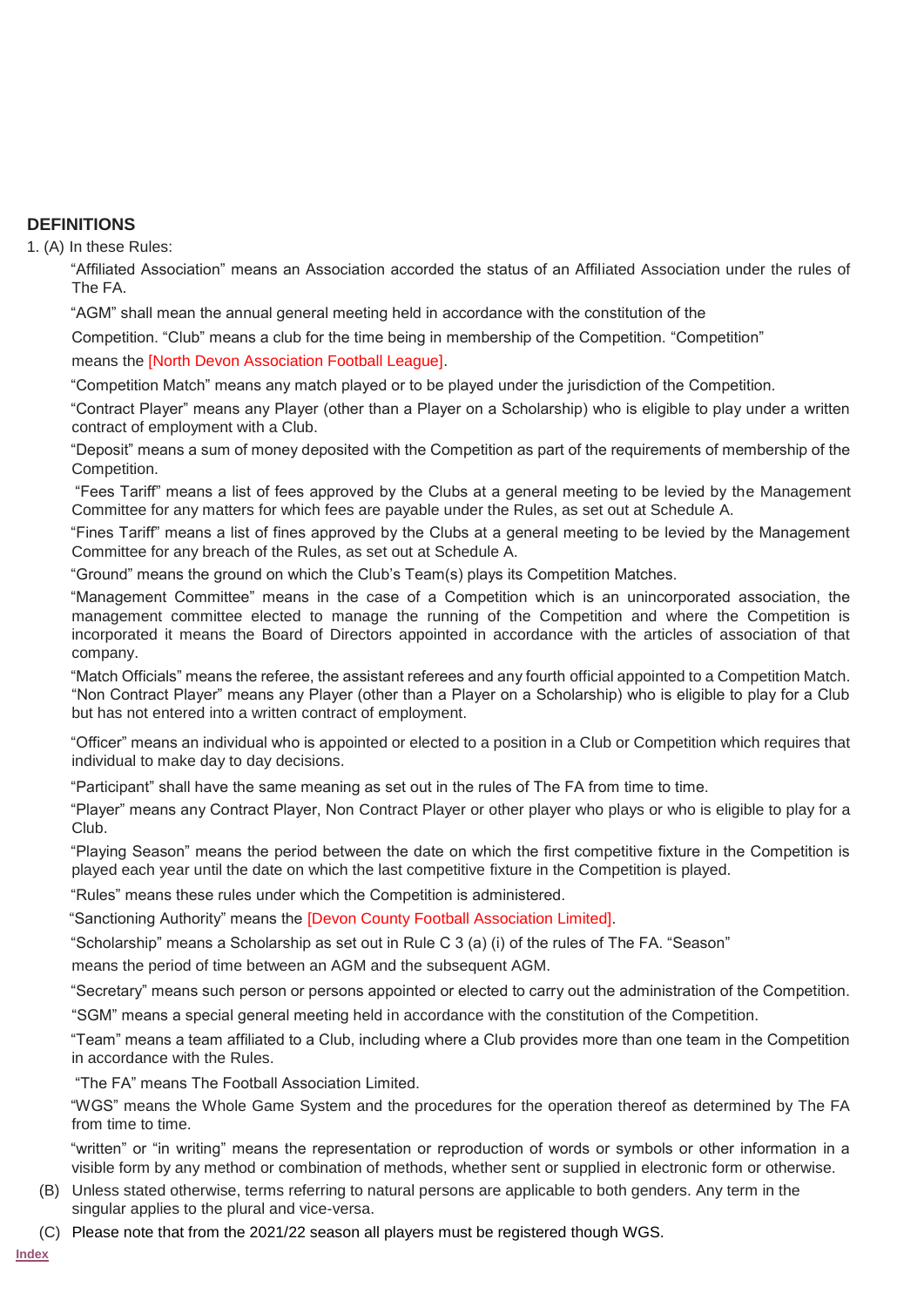## DEFINITIONS

1. (A) In these Rules:

"Affiliated Association" means an Association accorded the status of an Affiliated Association under the rules of The FA.

"AGM" shall mean the annual general meeting held in accordance with the constitution of the Competition. "Club" means a club for the time being in membership of the Competition. "Competition" means the [North Devon Association Football League].

"Competition Match" means any match played or to be played under the jurisdiction of the Competition.

"Contract Player" means any Player (other than a Player on a Scholarship) who is eligible to play under a written contract of employment with a Club.

"Deposit" means a sum of money deposited with the Competition as part of the requirements of membership of the Competition.

"Fees Tariff" means a list of fees approved by the Clubs at a general meeting to be levied by the Management Committee for any matters for which fees are payable under the Rules, as set out at Schedule A.

"Fines Tariff" means a list of fines approved by the Clubs at a general meeting to be levied by the Management Committee for any breach of the Rules, as set out at Schedule A.

"Ground" means the ground on which the Club's Team(s) plays its Competition Matches.

"Management Committee" means in the case of a Competition which is an unincorporated association, the management committee elected to manage the running of the Competition and where the Competition is incorporated it means the Board of Directors appointed in accordance with the articles of association of that company.

"Match Officials" means the referee, the assistant referees and any fourth official appointed to a Competition Match. "Non Contract Player" means any Player (other than a Player on a Scholarship) who is eligible to play for a Club but has not entered into a written contract of employment.

"Officer" means an individual who is appointed or elected to a position in a Club or Competition which requires that individual to make day to day decisions.

"Participant" shall have the same meaning as set out in the rules of The FA from time to time.

"Player" means any Contract Player, Non Contract Player or other player who plays or who is eligible to play for a Club.

"Playing Season" means the period between the date on which the first competitive fixture in the Competition is played each year until the date on which the last competitive fixture in the Competition is played.

"Rules" means these rules under which the Competition is administered.

"Sanctioning Authority" means the [Devon County Football Association Limited].

"Scholarship" means a Scholarship as set out in Rule C 3 (a) (i) of the rules of The FA. "Season" means the period of time between an AGM and the subsequent AGM.

"Secretary" means such person or persons appointed or elected to carry out the administration of the Competition.

"SGM" means a special general meeting held in accordance with the constitution of the Competition.

"Team" means a team affiliated to a Club, including where a Club provides more than one team in the Competition in accordance with the Rules.

"The FA" means The Football Association Limited.

"WGS" means the Whole Game System and the procedures for the operation thereof as determined by The FA from time to time.

"written" or "in writing" means the representation or reproduction of words or symbols or other information in a visible form by any method or combination of methods, whether sent or supplied in electronic form or otherwise.

(B) Unless stated otherwise, terms referring to natural persons are applicable to both genders. Any term in the singular applies to the plural and vice-versa.

(C) Please note that from the 2021/22 season all players must be registered though WGS.

Index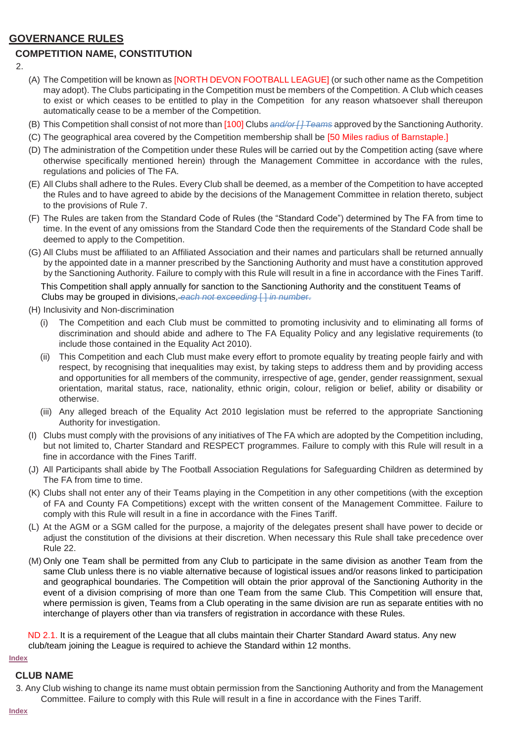## GOVERNANCE RULES

### COMPETITION NAME, CONSTITUTION

2.

(A) The Competition will be known as [NORTH DEVON FOOTBALL LEAGUE] (or such other name as the Competition may adopt). The Clubs participating in the Competition must be members of the Competition. A Club which ceases to exist or which ceases to be entitled to play in the Competition for any reason whatsoever shall thereupon automatically cease to be a member of the Competition.

(B) This Competition shall consist of not more than [100] Clubs ~~*and/or [ ] Teams*~~ approved by the Sanctioning Authority.

(C) The geographical area covered by the Competition membership shall be [50 Miles radius of Barnstaple.]

(D) The administration of the Competition under these Rules will be carried out by the Competition acting (save where otherwise specifically mentioned herein) through the Management Committee in accordance with the rules, regulations and policies of The FA.

(E) All Clubs shall adhere to the Rules. Every Club shall be deemed, as a member of the Competition to have accepted the Rules and to have agreed to abide by the decisions of the Management Committee in relation thereto, subject to the provisions of Rule 7.

(F) The Rules are taken from the Standard Code of Rules (the "Standard Code") determined by The FA from time to time. In the event of any omissions from the Standard Code then the requirements of the Standard Code shall be deemed to apply to the Competition.

(G) All Clubs must be affiliated to an Affiliated Association and their names and particulars shall be returned annually by the appointed date in a manner prescribed by the Sanctioning Authority and must have a constitution approved by the Sanctioning Authority. Failure to comply with this Rule will result in a fine in accordance with the Fines Tariff.

This Competition shall apply annually for sanction to the Sanctioning Authority and the constituent Teams of Clubs may be grouped in divisions, ~~*each not exceeding [ ] in number.*~~

(H) Inclusivity and Non-discrimination

(i) The Competition and each Club must be committed to promoting inclusivity and to eliminating all forms of discrimination and should abide and adhere to The FA Equality Policy and any legislative requirements (to include those contained in the Equality Act 2010).

(ii) This Competition and each Club must make every effort to promote equality by treating people fairly and with respect, by recognising that inequalities may exist, by taking steps to address them and by providing access and opportunities for all members of the community, irrespective of age, gender, gender reassignment, sexual orientation, marital status, race, nationality, ethnic origin, colour, religion or belief, ability or disability or otherwise.

(iii) Any alleged breach of the Equality Act 2010 legislation must be referred to the appropriate Sanctioning Authority for investigation.

(I) Clubs must comply with the provisions of any initiatives of The FA which are adopted by the Competition including, but not limited to, Charter Standard and RESPECT programmes. Failure to comply with this Rule will result in a fine in accordance with the Fines Tariff.

(J) All Participants shall abide by The Football Association Regulations for Safeguarding Children as determined by The FA from time to time.

(K) Clubs shall not enter any of their Teams playing in the Competition in any other competitions (with the exception of FA and County FA Competitions) except with the written consent of the Management Committee. Failure to comply with this Rule will result in a fine in accordance with the Fines Tariff.

(L) At the AGM or a SGM called for the purpose, a majority of the delegates present shall have power to decide or adjust the constitution of the divisions at their discretion. When necessary this Rule shall take precedence over Rule 22.

(M) Only one Team shall be permitted from any Club to participate in the same division as another Team from the same Club unless there is no viable alternative because of logistical issues and/or reasons linked to participation and geographical boundaries. The Competition will obtain the prior approval of the Sanctioning Authority in the event of a division comprising of more than one Team from the same Club. This Competition will ensure that, where permission is given, Teams from a Club operating in the same division are run as separate entities with no interchange of players other than via transfers of registration in accordance with these Rules.

ND 2.1. It is a requirement of the League that all clubs maintain their Charter Standard Award status. Any new club/team joining the League is required to achieve the Standard within 12 months.

Index

### CLUB NAME

3. Any Club wishing to change its name must obtain permission from the Sanctioning Authority and from the Management Committee. Failure to comply with this Rule will result in a fine in accordance with the Fines Tariff.

Index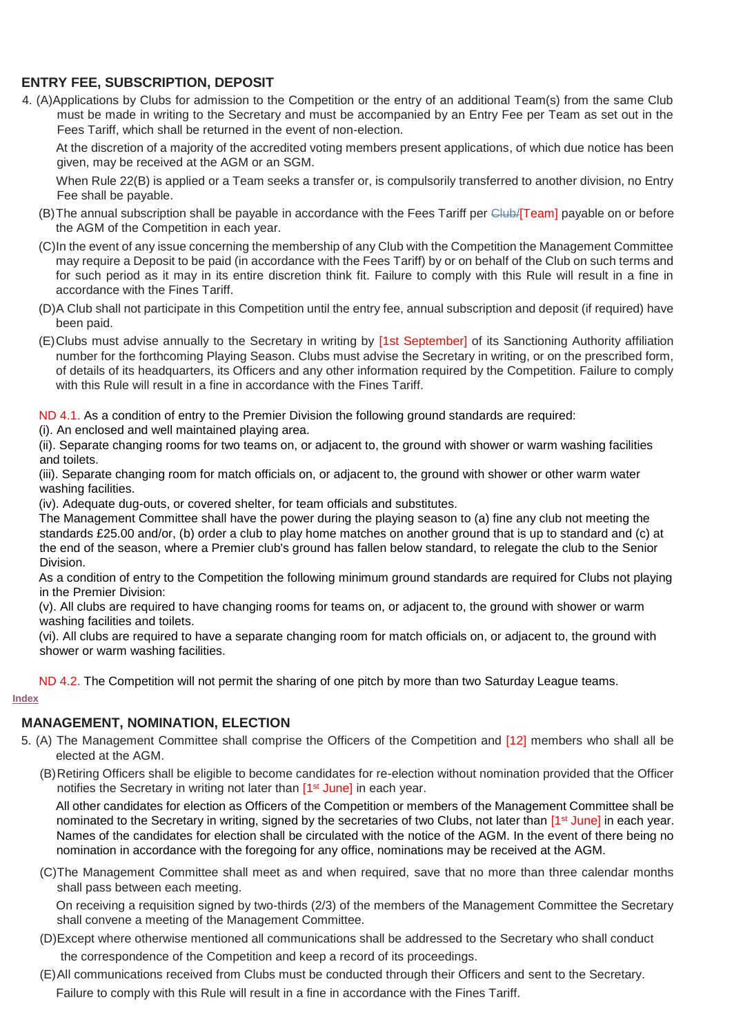## ENTRY FEE, SUBSCRIPTION, DEPOSIT

4. (A) Applications by Clubs for admission to the Competition or the entry of an additional Team(s) from the same Club must be made in writing to the Secretary and must be accompanied by an Entry Fee per Team as set out in the Fees Tariff, which shall be returned in the event of non-election.

   At the discretion of a majority of the accredited voting members present applications, of which due notice has been given, may be received at the AGM or an SGM.

   When Rule 22(B) is applied or a Team seeks a transfer or, is compulsorily transferred to another division, no Entry Fee shall be payable.

   (B) The annual subscription shall be payable in accordance with the Fees Tariff per ~~Club/~~[Team] payable on or before the AGM of the Competition in each year.

   (C) In the event of any issue concerning the membership of any Club with the Competition the Management Committee may require a Deposit to be paid (in accordance with the Fees Tariff) by or on behalf of the Club on such terms and for such period as it may in its entire discretion think fit. Failure to comply with this Rule will result in a fine in accordance with the Fines Tariff.

   (D) A Club shall not participate in this Competition until the entry fee, annual subscription and deposit (if required) have been paid.

   (E) Clubs must advise annually to the Secretary in writing by [1st September] of its Sanctioning Authority affiliation number for the forthcoming Playing Season. Clubs must advise the Secretary in writing, or on the prescribed form, of details of its headquarters, its Officers and any other information required by the Competition. Failure to comply with this Rule will result in a fine in accordance with the Fines Tariff.

ND 4.1. As a condition of entry to the Premier Division the following ground standards are required:

(i). An enclosed and well maintained playing area.

(ii). Separate changing rooms for two teams on, or adjacent to, the ground with shower or warm washing facilities and toilets.

(iii). Separate changing room for match officials on, or adjacent to, the ground with shower or other warm water washing facilities.

(iv). Adequate dug-outs, or covered shelter, for team officials and substitutes.

The Management Committee shall have the power during the playing season to (a) fine any club not meeting the standards £25.00 and/or, (b) order a club to play home matches on another ground that is up to standard and (c) at the end of the season, where a Premier club's ground has fallen below standard, to relegate the club to the Senior Division.

As a condition of entry to the Competition the following minimum ground standards are required for Clubs not playing in the Premier Division:

(v). All clubs are required to have changing rooms for teams on, or adjacent to, the ground with shower or warm washing facilities and toilets.

(vi). All clubs are required to have a separate changing room for match officials on, or adjacent to, the ground with shower or warm washing facilities.

ND 4.2. The Competition will not permit the sharing of one pitch by more than two Saturday League teams.

Index

## MANAGEMENT, NOMINATION, ELECTION

5. (A) The Management Committee shall comprise the Officers of the Competition and [12] members who shall all be elected at the AGM.

   (B) Retiring Officers shall be eligible to become candidates for re-election without nomination provided that the Officer notifies the Secretary in writing not later than [1st June] in each year.

   All other candidates for election as Officers of the Competition or members of the Management Committee shall be nominated to the Secretary in writing, signed by the secretaries of two Clubs, not later than [1st June] in each year. Names of the candidates for election shall be circulated with the notice of the AGM. In the event of there being no nomination in accordance with the foregoing for any office, nominations may be received at the AGM.

   (C) The Management Committee shall meet as and when required, save that no more than three calendar months shall pass between each meeting.

   On receiving a requisition signed by two-thirds (2/3) of the members of the Management Committee the Secretary shall convene a meeting of the Management Committee.

   (D) Except where otherwise mentioned all communications shall be addressed to the Secretary who shall conduct the correspondence of the Competition and keep a record of its proceedings.

   (E) All communications received from Clubs must be conducted through their Officers and sent to the Secretary. Failure to comply with this Rule will result in a fine in accordance with the Fines Tariff.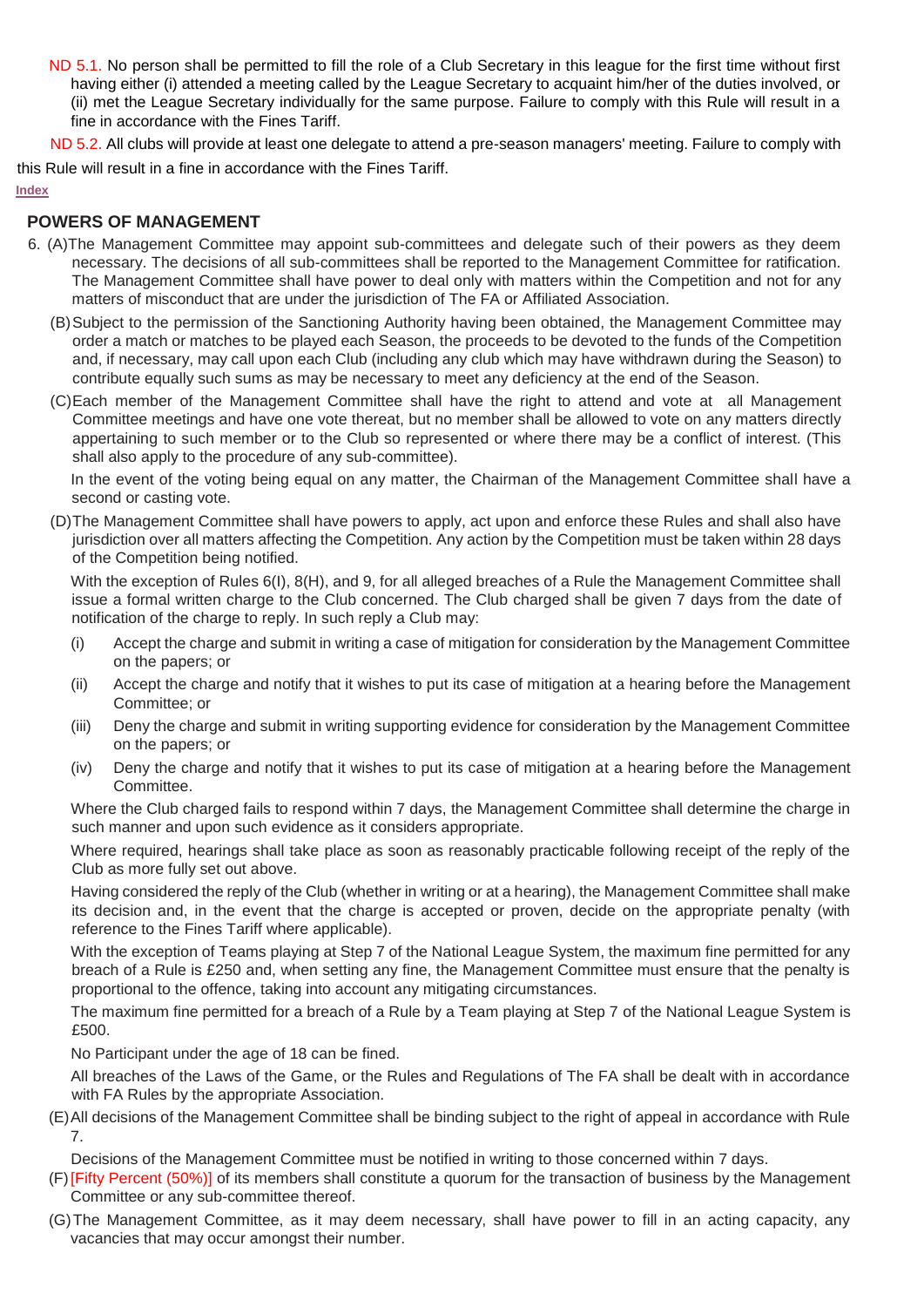ND 5.1. No person shall be permitted to fill the role of a Club Secretary in this league for the first time without first having either (i) attended a meeting called by the League Secretary to acquaint him/her of the duties involved, or (ii) met the League Secretary individually for the same purpose. Failure to comply with this Rule will result in a fine in accordance with the Fines Tariff.

ND 5.2. All clubs will provide at least one delegate to attend a pre-season managers' meeting. Failure to comply with this Rule will result in a fine in accordance with the Fines Tariff.

Index

## POWERS OF MANAGEMENT

6. (A) The Management Committee may appoint sub-committees and delegate such of their powers as they deem necessary. The decisions of all sub-committees shall be reported to the Management Committee for ratification. The Management Committee shall have power to deal only with matters within the Competition and not for any matters of misconduct that are under the jurisdiction of The FA or Affiliated Association.

(B) Subject to the permission of the Sanctioning Authority having been obtained, the Management Committee may order a match or matches to be played each Season, the proceeds to be devoted to the funds of the Competition and, if necessary, may call upon each Club (including any club which may have withdrawn during the Season) to contribute equally such sums as may be necessary to meet any deficiency at the end of the Season.

(C) Each member of the Management Committee shall have the right to attend and vote at all Management Committee meetings and have one vote thereat, but no member shall be allowed to vote on any matters directly appertaining to such member or to the Club so represented or where there may be a conflict of interest. (This shall also apply to the procedure of any sub-committee).

In the event of the voting being equal on any matter, the Chairman of the Management Committee shall have a second or casting vote.

(D) The Management Committee shall have powers to apply, act upon and enforce these Rules and shall also have jurisdiction over all matters affecting the Competition. Any action by the Competition must be taken within 28 days of the Competition being notified.

With the exception of Rules 6(I), 8(H), and 9, for all alleged breaches of a Rule the Management Committee shall issue a formal written charge to the Club concerned. The Club charged shall be given 7 days from the date of notification of the charge to reply. In such reply a Club may:

(i) Accept the charge and submit in writing a case of mitigation for consideration by the Management Committee on the papers; or

(ii) Accept the charge and notify that it wishes to put its case of mitigation at a hearing before the Management Committee; or

(iii) Deny the charge and submit in writing supporting evidence for consideration by the Management Committee on the papers; or

(iv) Deny the charge and notify that it wishes to put its case of mitigation at a hearing before the Management Committee.

Where the Club charged fails to respond within 7 days, the Management Committee shall determine the charge in such manner and upon such evidence as it considers appropriate.

Where required, hearings shall take place as soon as reasonably practicable following receipt of the reply of the Club as more fully set out above.

Having considered the reply of the Club (whether in writing or at a hearing), the Management Committee shall make its decision and, in the event that the charge is accepted or proven, decide on the appropriate penalty (with reference to the Fines Tariff where applicable).

With the exception of Teams playing at Step 7 of the National League System, the maximum fine permitted for any breach of a Rule is £250 and, when setting any fine, the Management Committee must ensure that the penalty is proportional to the offence, taking into account any mitigating circumstances.

The maximum fine permitted for a breach of a Rule by a Team playing at Step 7 of the National League System is £500.

No Participant under the age of 18 can be fined.

All breaches of the Laws of the Game, or the Rules and Regulations of The FA shall be dealt with in accordance with FA Rules by the appropriate Association.

(E) All decisions of the Management Committee shall be binding subject to the right of appeal in accordance with Rule 7.

Decisions of the Management Committee must be notified in writing to those concerned within 7 days.

(F) [Fifty Percent (50%)] of its members shall constitute a quorum for the transaction of business by the Management Committee or any sub-committee thereof.

(G) The Management Committee, as it may deem necessary, shall have power to fill in an acting capacity, any vacancies that may occur amongst their number.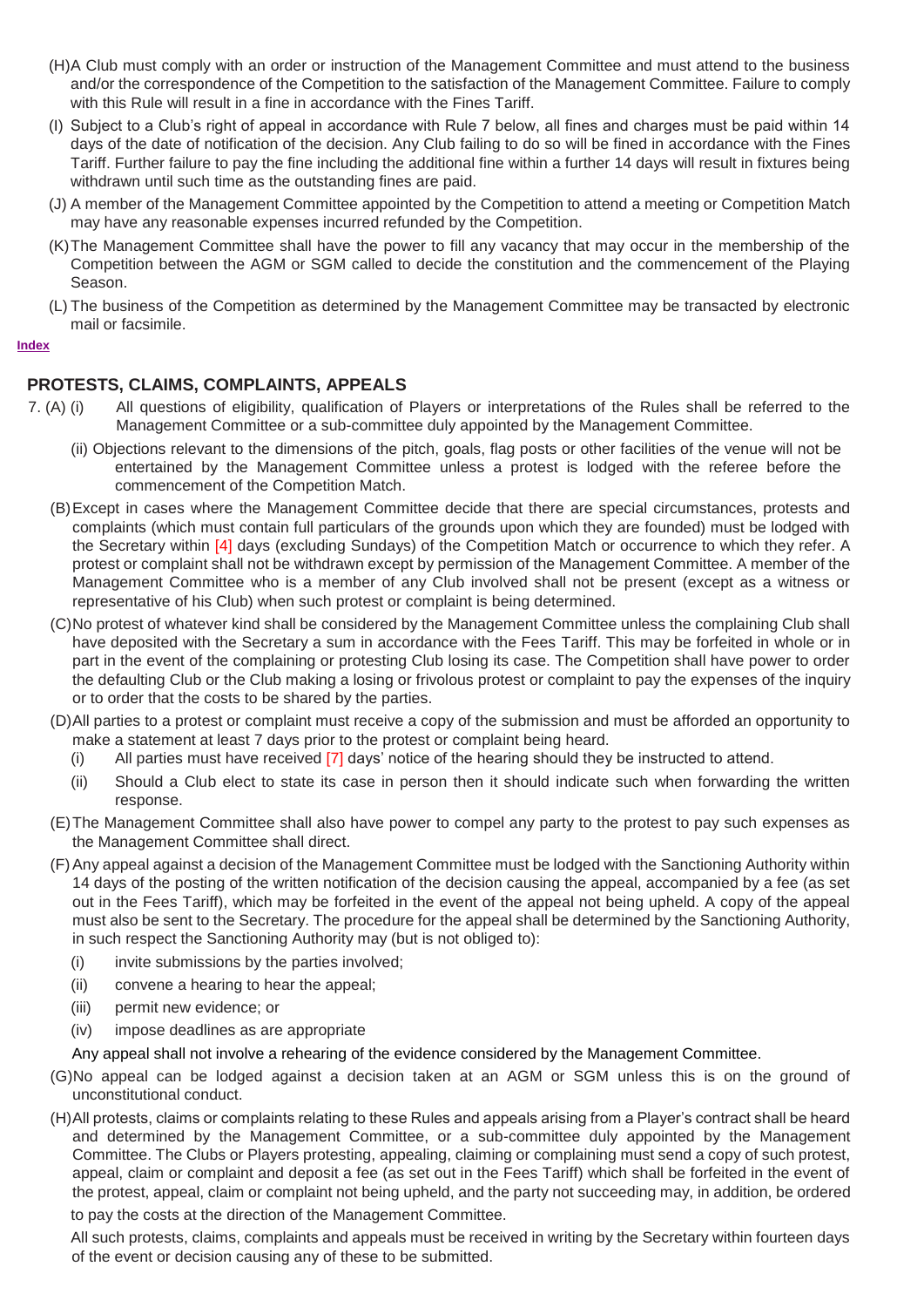(H) A Club must comply with an order or instruction of the Management Committee and must attend to the business and/or the correspondence of the Competition to the satisfaction of the Management Committee. Failure to comply with this Rule will result in a fine in accordance with the Fines Tariff.

(I) Subject to a Club's right of appeal in accordance with Rule 7 below, all fines and charges must be paid within 14 days of the date of notification of the decision. Any Club failing to do so will be fined in accordance with the Fines Tariff. Further failure to pay the fine including the additional fine within a further 14 days will result in fixtures being withdrawn until such time as the outstanding fines are paid.

(J) A member of the Management Committee appointed by the Competition to attend a meeting or Competition Match may have any reasonable expenses incurred refunded by the Competition.

(K) The Management Committee shall have the power to fill any vacancy that may occur in the membership of the Competition between the AGM or SGM called to decide the constitution and the commencement of the Playing Season.

(L) The business of the Competition as determined by the Management Committee may be transacted by electronic mail or facsimile.

**Index**

## PROTESTS, CLAIMS, COMPLAINTS, APPEALS

7. (A) (i) All questions of eligibility, qualification of Players or interpretations of the Rules shall be referred to the Management Committee or a sub-committee duly appointed by the Management Committee.

(ii) Objections relevant to the dimensions of the pitch, goals, flag posts or other facilities of the venue will not be entertained by the Management Committee unless a protest is lodged with the referee before the commencement of the Competition Match.

(B) Except in cases where the Management Committee decide that there are special circumstances, protests and complaints (which must contain full particulars of the grounds upon which they are founded) must be lodged with the Secretary within [4] days (excluding Sundays) of the Competition Match or occurrence to which they refer. A protest or complaint shall not be withdrawn except by permission of the Management Committee. A member of the Management Committee who is a member of any Club involved shall not be present (except as a witness or representative of his Club) when such protest or complaint is being determined.

(C) No protest of whatever kind shall be considered by the Management Committee unless the complaining Club shall have deposited with the Secretary a sum in accordance with the Fees Tariff. This may be forfeited in whole or in part in the event of the complaining or protesting Club losing its case. The Competition shall have power to order the defaulting Club or the Club making a losing or frivolous protest or complaint to pay the expenses of the inquiry or to order that the costs to be shared by the parties.

(D) All parties to a protest or complaint must receive a copy of the submission and must be afforded an opportunity to make a statement at least 7 days prior to the protest or complaint being heard.

(i) All parties must have received [7] days' notice of the hearing should they be instructed to attend.

(ii) Should a Club elect to state its case in person then it should indicate such when forwarding the written response.

(E) The Management Committee shall also have power to compel any party to the protest to pay such expenses as the Management Committee shall direct.

(F) Any appeal against a decision of the Management Committee must be lodged with the Sanctioning Authority within 14 days of the posting of the written notification of the decision causing the appeal, accompanied by a fee (as set out in the Fees Tariff), which may be forfeited in the event of the appeal not being upheld. A copy of the appeal must also be sent to the Secretary. The procedure for the appeal shall be determined by the Sanctioning Authority, in such respect the Sanctioning Authority may (but is not obliged to):

(i) invite submissions by the parties involved;

(ii) convene a hearing to hear the appeal;

(iii) permit new evidence; or

(iv) impose deadlines as are appropriate

Any appeal shall not involve a rehearing of the evidence considered by the Management Committee.

(G) No appeal can be lodged against a decision taken at an AGM or SGM unless this is on the ground of unconstitutional conduct.

(H) All protests, claims or complaints relating to these Rules and appeals arising from a Player's contract shall be heard and determined by the Management Committee, or a sub-committee duly appointed by the Management Committee. The Clubs or Players protesting, appealing, claiming or complaining must send a copy of such protest, appeal, claim or complaint and deposit a fee (as set out in the Fees Tariff) which shall be forfeited in the event of the protest, appeal, claim or complaint not being upheld, and the party not succeeding may, in addition, be ordered to pay the costs at the direction of the Management Committee.

All such protests, claims, complaints and appeals must be received in writing by the Secretary within fourteen days of the event or decision causing any of these to be submitted.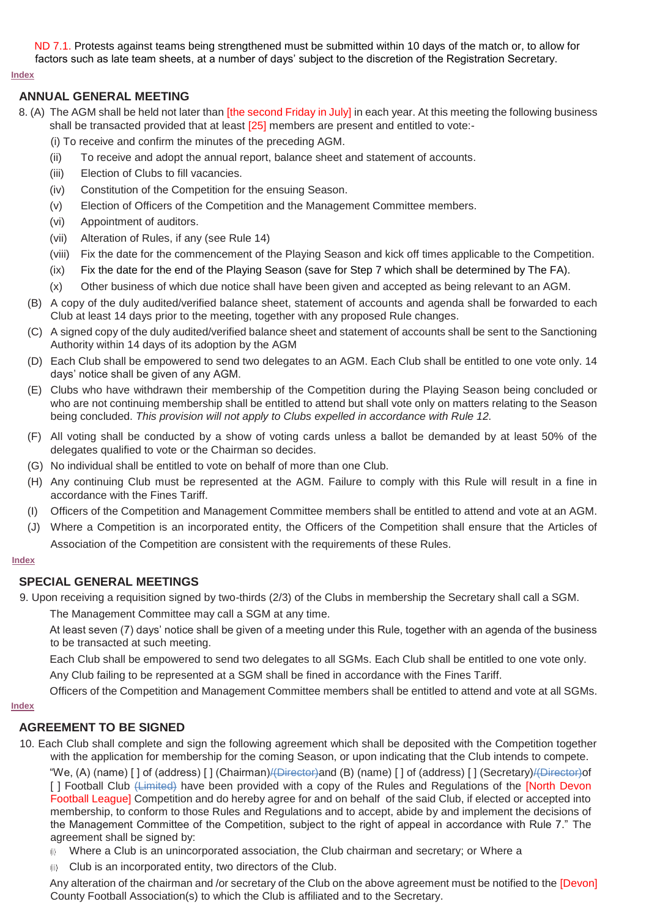ND 7.1. Protests against teams being strengthened must be submitted within 10 days of the match or, to allow for factors such as late team sheets, at a number of days' subject to the discretion of the Registration Secretary.

Index

## ANNUAL GENERAL MEETING

8. (A) The AGM shall be held not later than [the second Friday in July] in each year. At this meeting the following business shall be transacted provided that at least [25] members are present and entitled to vote:-

   (i) To receive and confirm the minutes of the preceding AGM.

   (ii) To receive and adopt the annual report, balance sheet and statement of accounts.

   (iii) Election of Clubs to fill vacancies.

   (iv) Constitution of the Competition for the ensuing Season.

   (v) Election of Officers of the Competition and the Management Committee members.

   (vi) Appointment of auditors.

   (vii) Alteration of Rules, if any (see Rule 14)

   (viii) Fix the date for the commencement of the Playing Season and kick off times applicable to the Competition.

   (ix) Fix the date for the end of the Playing Season (save for Step 7 which shall be determined by The FA).

   (x) Other business of which due notice shall have been given and accepted as being relevant to an AGM.

   (B) A copy of the duly audited/verified balance sheet, statement of accounts and agenda shall be forwarded to each Club at least 14 days prior to the meeting, together with any proposed Rule changes.

   (C) A signed copy of the duly audited/verified balance sheet and statement of accounts shall be sent to the Sanctioning Authority within 14 days of its adoption by the AGM

   (D) Each Club shall be empowered to send two delegates to an AGM. Each Club shall be entitled to one vote only. 14 days' notice shall be given of any AGM.

   (E) Clubs who have withdrawn their membership of the Competition during the Playing Season being concluded or who are not continuing membership shall be entitled to attend but shall vote only on matters relating to the Season being concluded. *This provision will not apply to Clubs expelled in accordance with Rule 12.*

   (F) All voting shall be conducted by a show of voting cards unless a ballot be demanded by at least 50% of the delegates qualified to vote or the Chairman so decides.

   (G) No individual shall be entitled to vote on behalf of more than one Club.

   (H) Any continuing Club must be represented at the AGM. Failure to comply with this Rule will result in a fine in accordance with the Fines Tariff.

   (I) Officers of the Competition and Management Committee members shall be entitled to attend and vote at an AGM.

   (J) Where a Competition is an incorporated entity, the Officers of the Competition shall ensure that the Articles of Association of the Competition are consistent with the requirements of these Rules.

Index

## SPECIAL GENERAL MEETINGS

9. Upon receiving a requisition signed by two-thirds (2/3) of the Clubs in membership the Secretary shall call a SGM.

   The Management Committee may call a SGM at any time.

   At least seven (7) days' notice shall be given of a meeting under this Rule, together with an agenda of the business to be transacted at such meeting.

   Each Club shall be empowered to send two delegates to all SGMs. Each Club shall be entitled to one vote only.

   Any Club failing to be represented at a SGM shall be fined in accordance with the Fines Tariff.

   Officers of the Competition and Management Committee members shall be entitled to attend and vote at all SGMs.

Index

## AGREEMENT TO BE SIGNED

10. Each Club shall complete and sign the following agreement which shall be deposited with the Competition together with the application for membership for the coming Season, or upon indicating that the Club intends to compete.

   "We, (A) (name) [ ] of (address) [ ] (Chairman)~~/(Director)~~and (B) (name) [ ] of (address) [ ] (Secretary)~~/(Director)~~of [ ] Football Club ~~(Limited)~~ have been provided with a copy of the Rules and Regulations of the [North Devon Football League] Competition and do hereby agree for and on behalf of the said Club, if elected or accepted into membership, to conform to those Rules and Regulations and to accept, abide by and implement the decisions of the Management Committee of the Competition, subject to the right of appeal in accordance with Rule 7." The agreement shall be signed by:

   (i) Where a Club is an unincorporated association, the Club chairman and secretary; or Where a

   (ii) Club is an incorporated entity, two directors of the Club.

   Any alteration of the chairman and /or secretary of the Club on the above agreement must be notified to the [Devon] County Football Association(s) to which the Club is affiliated and to the Secretary.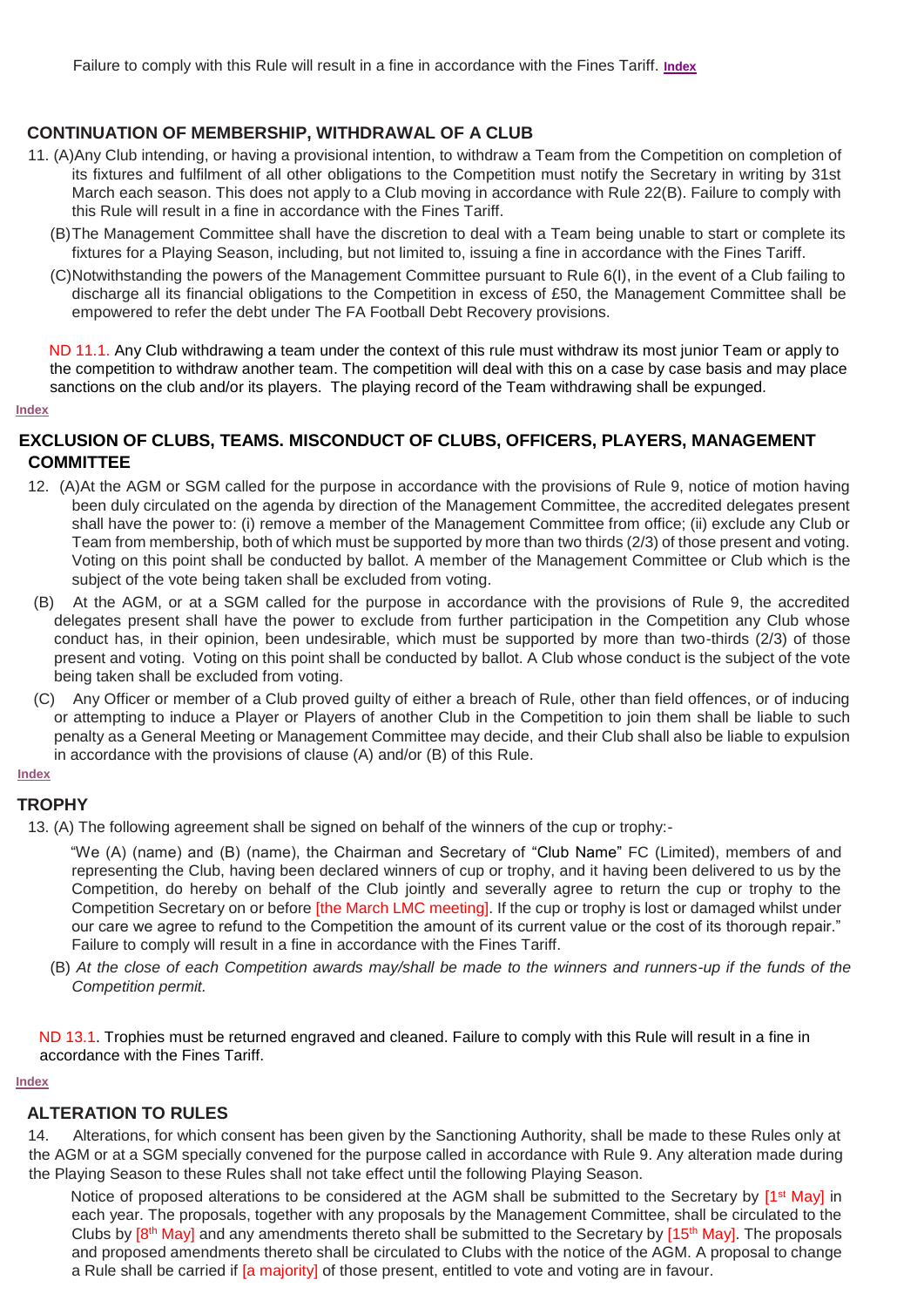Failure to comply with this Rule will result in a fine in accordance with the Fines Tariff. Index

## CONTINUATION OF MEMBERSHIP, WITHDRAWAL OF A CLUB

11. (A) Any Club intending, or having a provisional intention, to withdraw a Team from the Competition on completion of its fixtures and fulfilment of all other obligations to the Competition must notify the Secretary in writing by 31st March each season. This does not apply to a Club moving in accordance with Rule 22(B). Failure to comply with this Rule will result in a fine in accordance with the Fines Tariff.

    (B) The Management Committee shall have the discretion to deal with a Team being unable to start or complete its fixtures for a Playing Season, including, but not limited to, issuing a fine in accordance with the Fines Tariff.

    (C) Notwithstanding the powers of the Management Committee pursuant to Rule 6(I), in the event of a Club failing to discharge all its financial obligations to the Competition in excess of £50, the Management Committee shall be empowered to refer the debt under The FA Football Debt Recovery provisions.

ND 11.1. Any Club withdrawing a team under the context of this rule must withdraw its most junior Team or apply to the competition to withdraw another team. The competition will deal with this on a case by case basis and may place sanctions on the club and/or its players. The playing record of the Team withdrawing shall be expunged.

Index

## EXCLUSION OF CLUBS, TEAMS. MISCONDUCT OF CLUBS, OFFICERS, PLAYERS, MANAGEMENT COMMITTEE

12. (A) At the AGM or SGM called for the purpose in accordance with the provisions of Rule 9, notice of motion having been duly circulated on the agenda by direction of the Management Committee, the accredited delegates present shall have the power to: (i) remove a member of the Management Committee from office; (ii) exclude any Club or Team from membership, both of which must be supported by more than two thirds (2/3) of those present and voting. Voting on this point shall be conducted by ballot. A member of the Management Committee or Club which is the subject of the vote being taken shall be excluded from voting.

    (B) At the AGM, or at a SGM called for the purpose in accordance with the provisions of Rule 9, the accredited delegates present shall have the power to exclude from further participation in the Competition any Club whose conduct has, in their opinion, been undesirable, which must be supported by more than two-thirds (2/3) of those present and voting. Voting on this point shall be conducted by ballot. A Club whose conduct is the subject of the vote being taken shall be excluded from voting.

    (C) Any Officer or member of a Club proved guilty of either a breach of Rule, other than field offences, or of inducing or attempting to induce a Player or Players of another Club in the Competition to join them shall be liable to such penalty as a General Meeting or Management Committee may decide, and their Club shall also be liable to expulsion in accordance with the provisions of clause (A) and/or (B) of this Rule.

Index

## TROPHY

13. (A) The following agreement shall be signed on behalf of the winners of the cup or trophy:-

    "We (A) (name) and (B) (name), the Chairman and Secretary of "Club Name" FC (Limited), members of and representing the Club, having been declared winners of cup or trophy, and it having been delivered to us by the Competition, do hereby on behalf of the Club jointly and severally agree to return the cup or trophy to the Competition Secretary on or before [the March LMC meeting]. If the cup or trophy is lost or damaged whilst under our care we agree to refund to the Competition the amount of its current value or the cost of its thorough repair." Failure to comply will result in a fine in accordance with the Fines Tariff.

    (B) *At the close of each Competition awards may/shall be made to the winners and runners-up if the funds of the Competition permit.*

ND 13.1. Trophies must be returned engraved and cleaned. Failure to comply with this Rule will result in a fine in accordance with the Fines Tariff.

Index

## ALTERATION TO RULES

14. Alterations, for which consent has been given by the Sanctioning Authority, shall be made to these Rules only at the AGM or at a SGM specially convened for the purpose called in accordance with Rule 9. Any alteration made during the Playing Season to these Rules shall not take effect until the following Playing Season.

    Notice of proposed alterations to be considered at the AGM shall be submitted to the Secretary by [1st May] in each year. The proposals, together with any proposals by the Management Committee, shall be circulated to the Clubs by [8th May] and any amendments thereto shall be submitted to the Secretary by [15th May]. The proposals and proposed amendments thereto shall be circulated to Clubs with the notice of the AGM. A proposal to change a Rule shall be carried if [a majority] of those present, entitled to vote and voting are in favour.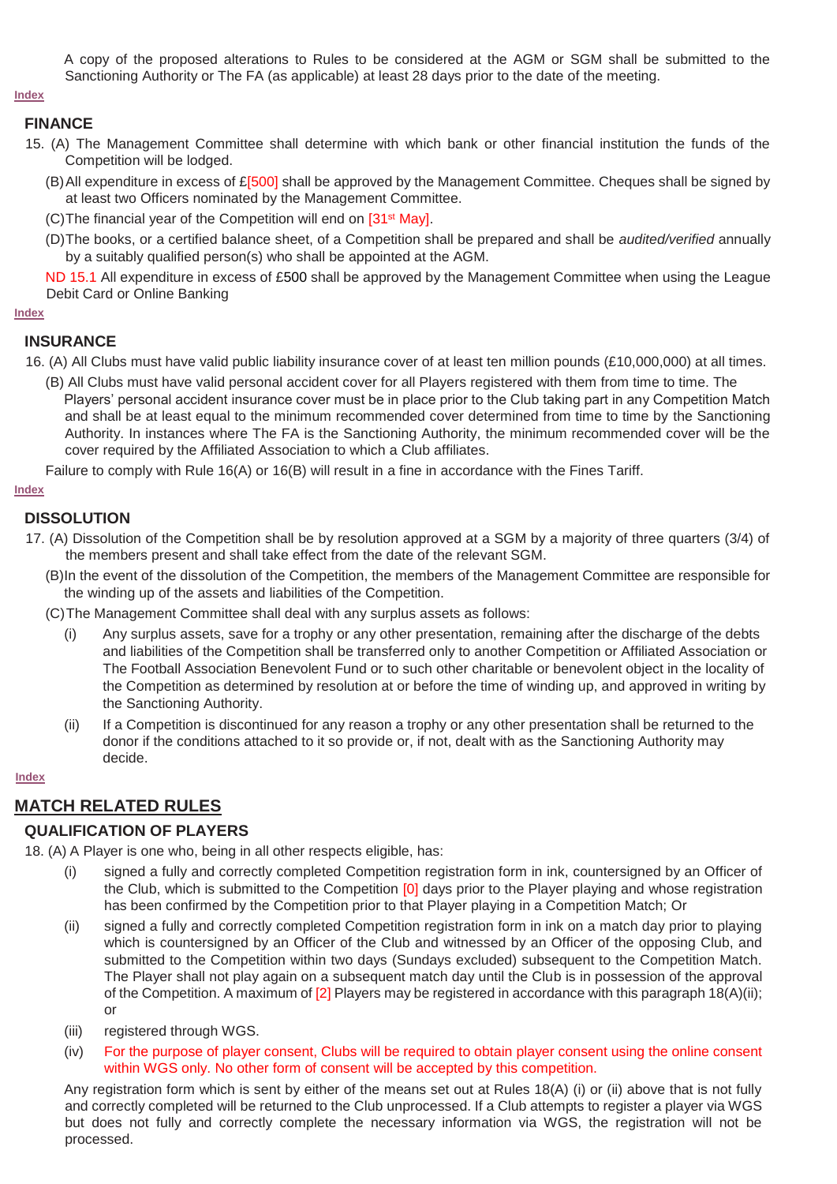A copy of the proposed alterations to Rules to be considered at the AGM or SGM shall be submitted to the Sanctioning Authority or The FA (as applicable) at least 28 days prior to the date of the meeting.

Index

### FINANCE

15. (A) The Management Committee shall determine with which bank or other financial institution the funds of the Competition will be lodged.

(B) All expenditure in excess of £[500] shall be approved by the Management Committee. Cheques shall be signed by at least two Officers nominated by the Management Committee.

(C) The financial year of the Competition will end on [31st May].

(D) The books, or a certified balance sheet, of a Competition shall be prepared and shall be *audited/verified* annually by a suitably qualified person(s) who shall be appointed at the AGM.

ND 15.1 All expenditure in excess of £500 shall be approved by the Management Committee when using the League Debit Card or Online Banking

Index

### INSURANCE

16. (A) All Clubs must have valid public liability insurance cover of at least ten million pounds (£10,000,000) at all times.

(B) All Clubs must have valid personal accident cover for all Players registered with them from time to time. The Players' personal accident insurance cover must be in place prior to the Club taking part in any Competition Match and shall be at least equal to the minimum recommended cover determined from time to time by the Sanctioning Authority. In instances where The FA is the Sanctioning Authority, the minimum recommended cover will be the cover required by the Affiliated Association to which a Club affiliates.

Failure to comply with Rule 16(A) or 16(B) will result in a fine in accordance with the Fines Tariff.

Index

### DISSOLUTION

17. (A) Dissolution of the Competition shall be by resolution approved at a SGM by a majority of three quarters (3/4) of the members present and shall take effect from the date of the relevant SGM.

(B) In the event of the dissolution of the Competition, the members of the Management Committee are responsible for the winding up of the assets and liabilities of the Competition.

(C) The Management Committee shall deal with any surplus assets as follows:

(i) Any surplus assets, save for a trophy or any other presentation, remaining after the discharge of the debts and liabilities of the Competition shall be transferred only to another Competition or Affiliated Association or The Football Association Benevolent Fund or to such other charitable or benevolent object in the locality of the Competition as determined by resolution at or before the time of winding up, and approved in writing by the Sanctioning Authority.

(ii) If a Competition is discontinued for any reason a trophy or any other presentation shall be returned to the donor if the conditions attached to it so provide or, if not, dealt with as the Sanctioning Authority may decide.

Index

## MATCH RELATED RULES

### QUALIFICATION OF PLAYERS

18. (A) A Player is one who, being in all other respects eligible, has:

(i) signed a fully and correctly completed Competition registration form in ink, countersigned by an Officer of the Club, which is submitted to the Competition [0] days prior to the Player playing and whose registration has been confirmed by the Competition prior to that Player playing in a Competition Match; Or

(ii) signed a fully and correctly completed Competition registration form in ink on a match day prior to playing which is countersigned by an Officer of the Club and witnessed by an Officer of the opposing Club, and submitted to the Competition within two days (Sundays excluded) subsequent to the Competition Match. The Player shall not play again on a subsequent match day until the Club is in possession of the approval of the Competition. A maximum of [2] Players may be registered in accordance with this paragraph 18(A)(ii); or

(iii) registered through WGS.

(iv) For the purpose of player consent, Clubs will be required to obtain player consent using the online consent within WGS only. No other form of consent will be accepted by this competition.

Any registration form which is sent by either of the means set out at Rules 18(A) (i) or (ii) above that is not fully and correctly completed will be returned to the Club unprocessed. If a Club attempts to register a player via WGS but does not fully and correctly complete the necessary information via WGS, the registration will not be processed.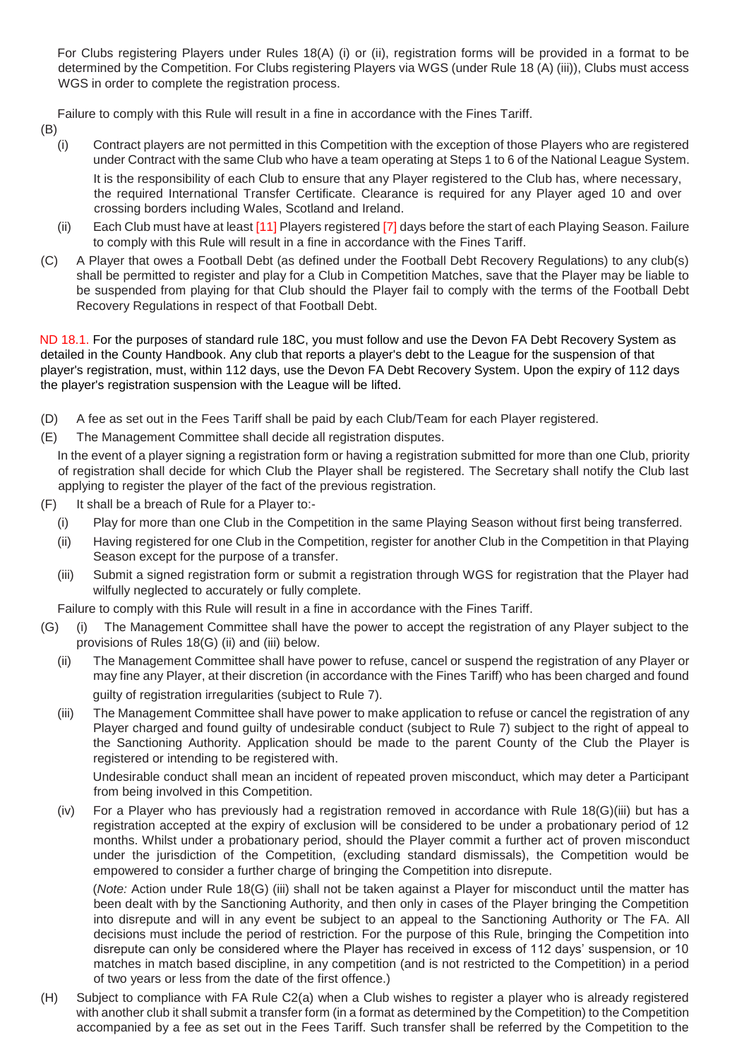For Clubs registering Players under Rules 18(A) (i) or (ii), registration forms will be provided in a format to be determined by the Competition. For Clubs registering Players via WGS (under Rule 18 (A) (iii)), Clubs must access WGS in order to complete the registration process.

Failure to comply with this Rule will result in a fine in accordance with the Fines Tariff.

(B)

(i) Contract players are not permitted in this Competition with the exception of those Players who are registered under Contract with the same Club who have a team operating at Steps 1 to 6 of the National League System.

It is the responsibility of each Club to ensure that any Player registered to the Club has, where necessary, the required International Transfer Certificate. Clearance is required for any Player aged 10 and over crossing borders including Wales, Scotland and Ireland.

(ii) Each Club must have at least [11] Players registered [7] days before the start of each Playing Season. Failure to comply with this Rule will result in a fine in accordance with the Fines Tariff.

(C) A Player that owes a Football Debt (as defined under the Football Debt Recovery Regulations) to any club(s) shall be permitted to register and play for a Club in Competition Matches, save that the Player may be liable to be suspended from playing for that Club should the Player fail to comply with the terms of the Football Debt Recovery Regulations in respect of that Football Debt.

ND 18.1. For the purposes of standard rule 18C, you must follow and use the Devon FA Debt Recovery System as detailed in the County Handbook. Any club that reports a player's debt to the League for the suspension of that player's registration, must, within 112 days, use the Devon FA Debt Recovery System. Upon the expiry of 112 days the player's registration suspension with the League will be lifted.

(D) A fee as set out in the Fees Tariff shall be paid by each Club/Team for each Player registered.

(E) The Management Committee shall decide all registration disputes.

In the event of a player signing a registration form or having a registration submitted for more than one Club, priority of registration shall decide for which Club the Player shall be registered. The Secretary shall notify the Club last applying to register the player of the fact of the previous registration.

(F) It shall be a breach of Rule for a Player to:-

(i) Play for more than one Club in the Competition in the same Playing Season without first being transferred.

(ii) Having registered for one Club in the Competition, register for another Club in the Competition in that Playing Season except for the purpose of a transfer.

(iii) Submit a signed registration form or submit a registration through WGS for registration that the Player had wilfully neglected to accurately or fully complete.

Failure to comply with this Rule will result in a fine in accordance with the Fines Tariff.

(G) (i) The Management Committee shall have the power to accept the registration of any Player subject to the provisions of Rules 18(G) (ii) and (iii) below.

(ii) The Management Committee shall have power to refuse, cancel or suspend the registration of any Player or may fine any Player, at their discretion (in accordance with the Fines Tariff) who has been charged and found guilty of registration irregularities (subject to Rule 7).

(iii) The Management Committee shall have power to make application to refuse or cancel the registration of any Player charged and found guilty of undesirable conduct (subject to Rule 7) subject to the right of appeal to the Sanctioning Authority. Application should be made to the parent County of the Club the Player is registered or intending to be registered with.

Undesirable conduct shall mean an incident of repeated proven misconduct, which may deter a Participant from being involved in this Competition.

(iv) For a Player who has previously had a registration removed in accordance with Rule 18(G)(iii) but has a registration accepted at the expiry of exclusion will be considered to be under a probationary period of 12 months. Whilst under a probationary period, should the Player commit a further act of proven misconduct under the jurisdiction of the Competition, (excluding standard dismissals), the Competition would be empowered to consider a further charge of bringing the Competition into disrepute.

(*Note:* Action under Rule 18(G) (iii) shall not be taken against a Player for misconduct until the matter has been dealt with by the Sanctioning Authority, and then only in cases of the Player bringing the Competition into disrepute and will in any event be subject to an appeal to the Sanctioning Authority or The FA. All decisions must include the period of restriction. For the purpose of this Rule, bringing the Competition into disrepute can only be considered where the Player has received in excess of 112 days' suspension, or 10 matches in match based discipline, in any competition (and is not restricted to the Competition) in a period of two years or less from the date of the first offence.)

(H) Subject to compliance with FA Rule C2(a) when a Club wishes to register a player who is already registered with another club it shall submit a transfer form (in a format as determined by the Competition) to the Competition accompanied by a fee as set out in the Fees Tariff. Such transfer shall be referred by the Competition to the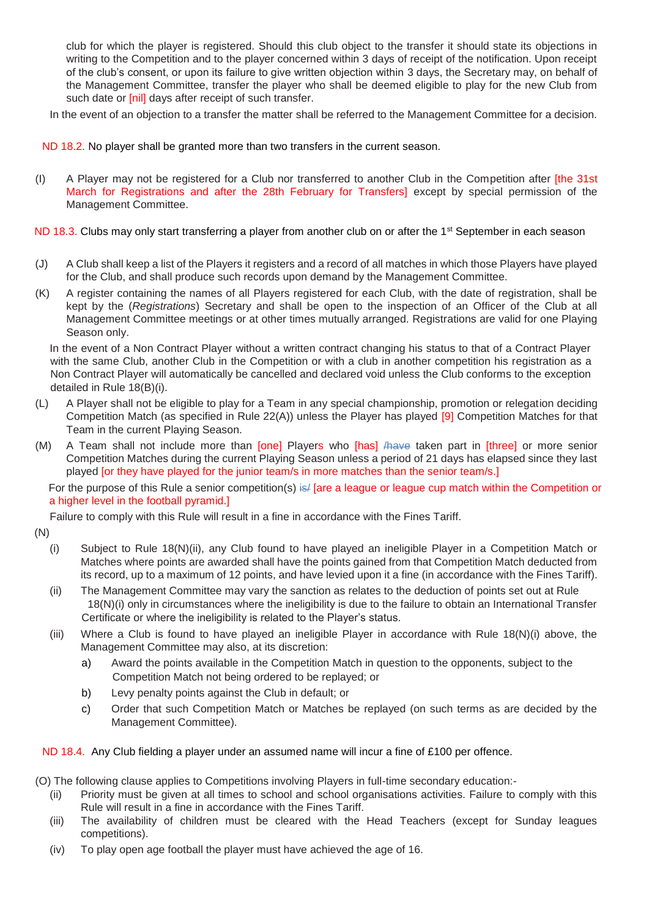club for which the player is registered. Should this club object to the transfer it should state its objections in writing to the Competition and to the player concerned within 3 days of receipt of the notification. Upon receipt of the club's consent, or upon its failure to give written objection within 3 days, the Secretary may, on behalf of the Management Committee, transfer the player who shall be deemed eligible to play for the new Club from such date or [nil] days after receipt of such transfer.

In the event of an objection to a transfer the matter shall be referred to the Management Committee for a decision.

ND 18.2. No player shall be granted more than two transfers in the current season.

(I) A Player may not be registered for a Club nor transferred to another Club in the Competition after [the 31st March for Registrations and after the 28th February for Transfers] except by special permission of the Management Committee.

ND 18.3. Clubs may only start transferring a player from another club on or after the 1st September in each season

(J) A Club shall keep a list of the Players it registers and a record of all matches in which those Players have played for the Club, and shall produce such records upon demand by the Management Committee.

(K) A register containing the names of all Players registered for each Club, with the date of registration, shall be kept by the (*Registrations*) Secretary and shall be open to the inspection of an Officer of the Club at all Management Committee meetings or at other times mutually arranged. Registrations are valid for one Playing Season only.

In the event of a Non Contract Player without a written contract changing his status to that of a Contract Player with the same Club, another Club in the Competition or with a club in another competition his registration as a Non Contract Player will automatically be cancelled and declared void unless the Club conforms to the exception detailed in Rule 18(B)(i).

(L) A Player shall not be eligible to play for a Team in any special championship, promotion or relegation deciding Competition Match (as specified in Rule 22(A)) unless the Player has played [9] Competition Matches for that Team in the current Playing Season.

(M) A Team shall not include more than [one] Players who [has] ~~/have~~ taken part in [three] or more senior Competition Matches during the current Playing Season unless a period of 21 days has elapsed since they last played [or they have played for the junior team/s in more matches than the senior team/s.]

For the purpose of this Rule a senior competition(s) ~~is/~~ [are a league or league cup match within the Competition or a higher level in the football pyramid.]

Failure to comply with this Rule will result in a fine in accordance with the Fines Tariff.

(N)

(i) Subject to Rule 18(N)(ii), any Club found to have played an ineligible Player in a Competition Match or Matches where points are awarded shall have the points gained from that Competition Match deducted from its record, up to a maximum of 12 points, and have levied upon it a fine (in accordance with the Fines Tariff).

(ii) The Management Committee may vary the sanction as relates to the deduction of points set out at Rule 18(N)(i) only in circumstances where the ineligibility is due to the failure to obtain an International Transfer Certificate or where the ineligibility is related to the Player's status.

(iii) Where a Club is found to have played an ineligible Player in accordance with Rule 18(N)(i) above, the Management Committee may also, at its discretion:

a) Award the points available in the Competition Match in question to the opponents, subject to the Competition Match not being ordered to be replayed; or

b) Levy penalty points against the Club in default; or

c) Order that such Competition Match or Matches be replayed (on such terms as are decided by the Management Committee).

ND 18.4. Any Club fielding a player under an assumed name will incur a fine of £100 per offence.

(O) The following clause applies to Competitions involving Players in full-time secondary education:-

(ii) Priority must be given at all times to school and school organisations activities. Failure to comply with this Rule will result in a fine in accordance with the Fines Tariff.

(iii) The availability of children must be cleared with the Head Teachers (except for Sunday leagues competitions).

(iv) To play open age football the player must have achieved the age of 16.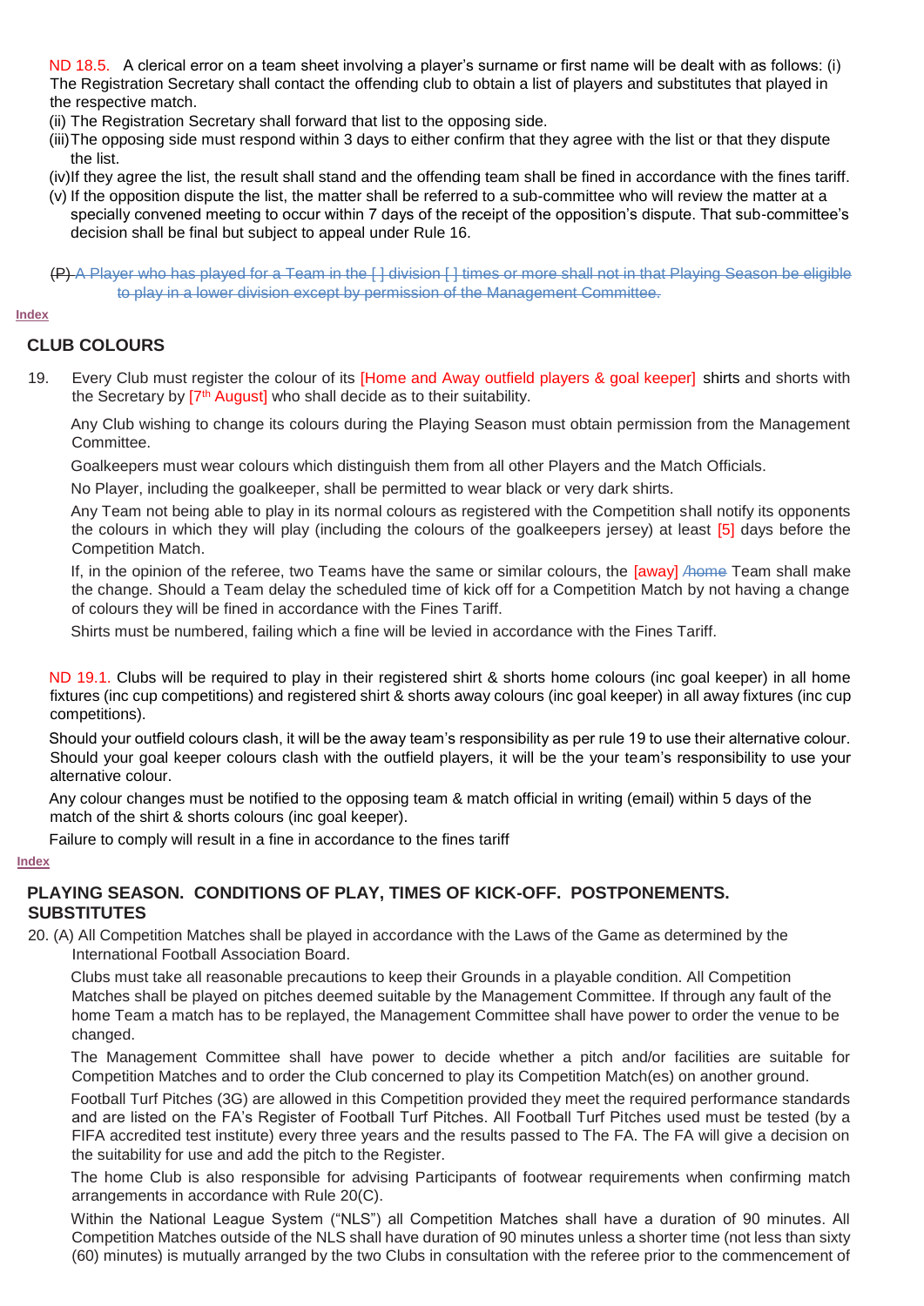ND 18.5. A clerical error on a team sheet involving a player's surname or first name will be dealt with as follows: (i) The Registration Secretary shall contact the offending club to obtain a list of players and substitutes that played in the respective match.

(ii) The Registration Secretary shall forward that list to the opposing side.

(iii) The opposing side must respond within 3 days to either confirm that they agree with the list or that they dispute the list.

(iv) If they agree the list, the result shall stand and the offending team shall be fined in accordance with the fines tariff.

(v) If the opposition dispute the list, the matter shall be referred to a sub-committee who will review the matter at a specially convened meeting to occur within 7 days of the receipt of the opposition's dispute. That sub-committee's decision shall be final but subject to appeal under Rule 16.

~~(P) A Player who has played for a Team in the [ ] division [ ] times or more shall not in that Playing Season be eligible to play in a lower division except by permission of the Management Committee.~~

Index

## CLUB COLOURS

19. Every Club must register the colour of its [Home and Away outfield players & goal keeper] shirts and shorts with the Secretary by [7th August] who shall decide as to their suitability.

Any Club wishing to change its colours during the Playing Season must obtain permission from the Management Committee.

Goalkeepers must wear colours which distinguish them from all other Players and the Match Officials.

No Player, including the goalkeeper, shall be permitted to wear black or very dark shirts.

Any Team not being able to play in its normal colours as registered with the Competition shall notify its opponents the colours in which they will play (including the colours of the goalkeepers jersey) at least [5] days before the Competition Match.

If, in the opinion of the referee, two Teams have the same or similar colours, the [away] ~~/home~~ Team shall make the change. Should a Team delay the scheduled time of kick off for a Competition Match by not having a change of colours they will be fined in accordance with the Fines Tariff.

Shirts must be numbered, failing which a fine will be levied in accordance with the Fines Tariff.

ND 19.1. Clubs will be required to play in their registered shirt & shorts home colours (inc goal keeper) in all home fixtures (inc cup competitions) and registered shirt & shorts away colours (inc goal keeper) in all away fixtures (inc cup competitions).

Should your outfield colours clash, it will be the away team's responsibility as per rule 19 to use their alternative colour. Should your goal keeper colours clash with the outfield players, it will be the your team's responsibility to use your alternative colour.

Any colour changes must be notified to the opposing team & match official in writing (email) within 5 days of the match of the shirt & shorts colours (inc goal keeper).

Failure to comply will result in a fine in accordance to the fines tariff

Index

## PLAYING SEASON. CONDITIONS OF PLAY, TIMES OF KICK-OFF. POSTPONEMENTS. SUBSTITUTES

20. (A) All Competition Matches shall be played in accordance with the Laws of the Game as determined by the International Football Association Board.

Clubs must take all reasonable precautions to keep their Grounds in a playable condition. All Competition Matches shall be played on pitches deemed suitable by the Management Committee. If through any fault of the home Team a match has to be replayed, the Management Committee shall have power to order the venue to be changed.

The Management Committee shall have power to decide whether a pitch and/or facilities are suitable for Competition Matches and to order the Club concerned to play its Competition Match(es) on another ground.

Football Turf Pitches (3G) are allowed in this Competition provided they meet the required performance standards and are listed on the FA's Register of Football Turf Pitches. All Football Turf Pitches used must be tested (by a FIFA accredited test institute) every three years and the results passed to The FA. The FA will give a decision on the suitability for use and add the pitch to the Register.

The home Club is also responsible for advising Participants of footwear requirements when confirming match arrangements in accordance with Rule 20(C).

Within the National League System ("NLS") all Competition Matches shall have a duration of 90 minutes. All Competition Matches outside of the NLS shall have duration of 90 minutes unless a shorter time (not less than sixty (60) minutes) is mutually arranged by the two Clubs in consultation with the referee prior to the commencement of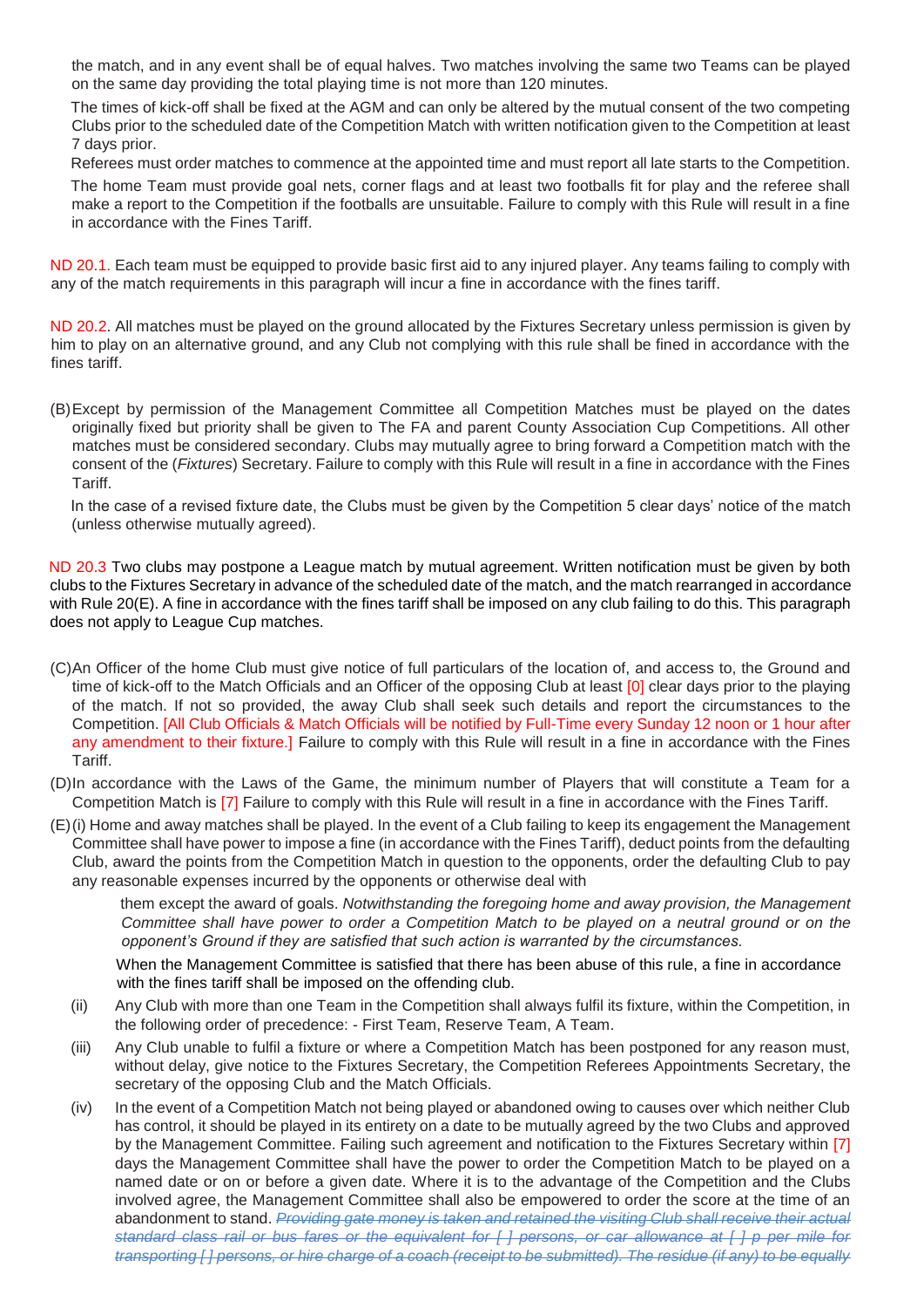the match, and in any event shall be of equal halves. Two matches involving the same two Teams can be played on the same day providing the total playing time is not more than 120 minutes.

The times of kick-off shall be fixed at the AGM and can only be altered by the mutual consent of the two competing Clubs prior to the scheduled date of the Competition Match with written notification given to the Competition at least 7 days prior.

Referees must order matches to commence at the appointed time and must report all late starts to the Competition.

The home Team must provide goal nets, corner flags and at least two footballs fit for play and the referee shall make a report to the Competition if the footballs are unsuitable. Failure to comply with this Rule will result in a fine in accordance with the Fines Tariff.

ND 20.1. Each team must be equipped to provide basic first aid to any injured player. Any teams failing to comply with any of the match requirements in this paragraph will incur a fine in accordance with the fines tariff.

ND 20.2. All matches must be played on the ground allocated by the Fixtures Secretary unless permission is given by him to play on an alternative ground, and any Club not complying with this rule shall be fined in accordance with the fines tariff.

(B) Except by permission of the Management Committee all Competition Matches must be played on the dates originally fixed but priority shall be given to The FA and parent County Association Cup Competitions. All other matches must be considered secondary. Clubs may mutually agree to bring forward a Competition match with the consent of the (*Fixtures*) Secretary. Failure to comply with this Rule will result in a fine in accordance with the Fines Tariff.

In the case of a revised fixture date, the Clubs must be given by the Competition 5 clear days' notice of the match (unless otherwise mutually agreed).

ND 20.3 Two clubs may postpone a League match by mutual agreement. Written notification must be given by both clubs to the Fixtures Secretary in advance of the scheduled date of the match, and the match rearranged in accordance with Rule 20(E). A fine in accordance with the fines tariff shall be imposed on any club failing to do this. This paragraph does not apply to League Cup matches.

(C) An Officer of the home Club must give notice of full particulars of the location of, and access to, the Ground and time of kick-off to the Match Officials and an Officer of the opposing Club at least [0] clear days prior to the playing of the match. If not so provided, the away Club shall seek such details and report the circumstances to the Competition. [All Club Officials & Match Officials will be notified by Full-Time every Sunday 12 noon or 1 hour after any amendment to their fixture.] Failure to comply with this Rule will result in a fine in accordance with the Fines Tariff.

(D) In accordance with the Laws of the Game, the minimum number of Players that will constitute a Team for a Competition Match is [7] Failure to comply with this Rule will result in a fine in accordance with the Fines Tariff.

(E) (i) Home and away matches shall be played. In the event of a Club failing to keep its engagement the Management Committee shall have power to impose a fine (in accordance with the Fines Tariff), deduct points from the defaulting Club, award the points from the Competition Match in question to the opponents, order the defaulting Club to pay any reasonable expenses incurred by the opponents or otherwise deal with them except the award of goals. *Notwithstanding the foregoing home and away provision, the Management Committee shall have power to order a Competition Match to be played on a neutral ground or on the opponent's Ground if they are satisfied that such action is warranted by the circumstances.*

When the Management Committee is satisfied that there has been abuse of this rule, a fine in accordance with the fines tariff shall be imposed on the offending club.

(ii) Any Club with more than one Team in the Competition shall always fulfil its fixture, within the Competition, in the following order of precedence: - First Team, Reserve Team, A Team.

(iii) Any Club unable to fulfil a fixture or where a Competition Match has been postponed for any reason must, without delay, give notice to the Fixtures Secretary, the Competition Referees Appointments Secretary, the secretary of the opposing Club and the Match Officials.

(iv) In the event of a Competition Match not being played or abandoned owing to causes over which neither Club has control, it should be played in its entirety on a date to be mutually agreed by the two Clubs and approved by the Management Committee. Failing such agreement and notification to the Fixtures Secretary within [7] days the Management Committee shall have the power to order the Competition Match to be played on a named date or on or before a given date. Where it is to the advantage of the Competition and the Clubs involved agree, the Management Committee shall also be empowered to order the score at the time of an abandonment to stand. ~~*Providing gate money is taken and retained the visiting Club shall receive their actual standard class rail or bus fares or the equivalent for [ ] persons, or car allowance at [ ] p per mile for transporting [ ] persons, or hire charge of a coach (receipt to be submitted). The residue (if any) to be equally*~~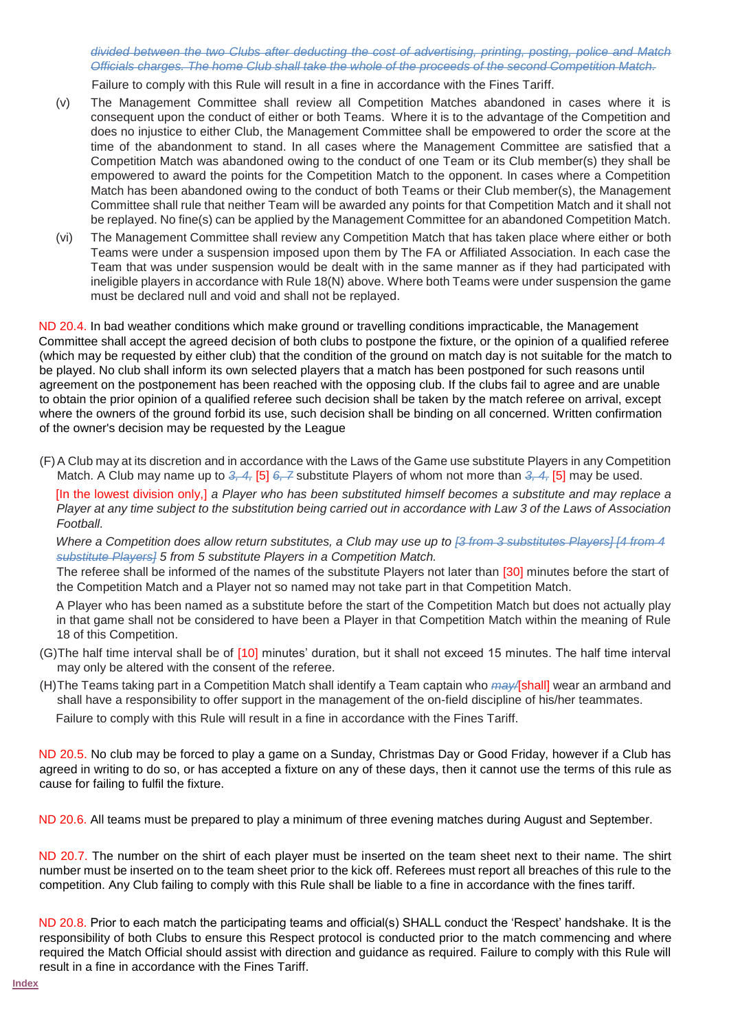~~*divided between the two Clubs after deducting the cost of advertising, printing, posting, police and Match Officials charges. The home Club shall take the whole of the proceeds of the second Competition Match.*~~

Failure to comply with this Rule will result in a fine in accordance with the Fines Tariff.

(v) The Management Committee shall review all Competition Matches abandoned in cases where it is consequent upon the conduct of either or both Teams. Where it is to the advantage of the Competition and does no injustice to either Club, the Management Committee shall be empowered to order the score at the time of the abandonment to stand. In all cases where the Management Committee are satisfied that a Competition Match was abandoned owing to the conduct of one Team or its Club member(s) they shall be empowered to award the points for the Competition Match to the opponent. In cases where a Competition Match has been abandoned owing to the conduct of both Teams or their Club member(s), the Management Committee shall rule that neither Team will be awarded any points for that Competition Match and it shall not be replayed. No fine(s) can be applied by the Management Committee for an abandoned Competition Match.

(vi) The Management Committee shall review any Competition Match that has taken place where either or both Teams were under a suspension imposed upon them by The FA or Affiliated Association. In each case the Team that was under suspension would be dealt with in the same manner as if they had participated with ineligible players in accordance with Rule 18(N) above. Where both Teams were under suspension the game must be declared null and void and shall not be replayed.

ND 20.4. In bad weather conditions which make ground or travelling conditions impracticable, the Management Committee shall accept the agreed decision of both clubs to postpone the fixture, or the opinion of a qualified referee (which may be requested by either club) that the condition of the ground on match day is not suitable for the match to be played. No club shall inform its own selected players that a match has been postponed for such reasons until agreement on the postponement has been reached with the opposing club. If the clubs fail to agree and are unable to obtain the prior opinion of a qualified referee such decision shall be taken by the match referee on arrival, except where the owners of the ground forbid its use, such decision shall be binding on all concerned. Written confirmation of the owner's decision may be requested by the League

(F) A Club may at its discretion and in accordance with the Laws of the Game use substitute Players in any Competition Match. A Club may name up to ~~*3, 4,*~~ [5] ~~*6, 7*~~ substitute Players of whom not more than ~~*3, 4,*~~ [5] may be used.

[In the lowest division only,] *a Player who has been substituted himself becomes a substitute and may replace a Player at any time subject to the substitution being carried out in accordance with Law 3 of the Laws of Association Football.*

*Where a Competition does allow return substitutes, a Club may use up to ~~[3 from 3 substitutes Players] [4 from 4 substitute Players]~~ 5 from 5 substitute Players in a Competition Match.*

The referee shall be informed of the names of the substitute Players not later than [30] minutes before the start of the Competition Match and a Player not so named may not take part in that Competition Match.

A Player who has been named as a substitute before the start of the Competition Match but does not actually play in that game shall not be considered to have been a Player in that Competition Match within the meaning of Rule 18 of this Competition.

(G) The half time interval shall be of [10] minutes' duration, but it shall not exceed 15 minutes. The half time interval may only be altered with the consent of the referee.

(H) The Teams taking part in a Competition Match shall identify a Team captain who ~~*may*~~/[shall] wear an armband and shall have a responsibility to offer support in the management of the on-field discipline of his/her teammates.

Failure to comply with this Rule will result in a fine in accordance with the Fines Tariff.

ND 20.5. No club may be forced to play a game on a Sunday, Christmas Day or Good Friday, however if a Club has agreed in writing to do so, or has accepted a fixture on any of these days, then it cannot use the terms of this rule as cause for failing to fulfil the fixture.

ND 20.6. All teams must be prepared to play a minimum of three evening matches during August and September.

ND 20.7. The number on the shirt of each player must be inserted on the team sheet next to their name. The shirt number must be inserted on to the team sheet prior to the kick off. Referees must report all breaches of this rule to the competition. Any Club failing to comply with this Rule shall be liable to a fine in accordance with the fines tariff.

ND 20.8. Prior to each match the participating teams and official(s) SHALL conduct the 'Respect' handshake. It is the responsibility of both Clubs to ensure this Respect protocol is conducted prior to the match commencing and where required the Match Official should assist with direction and guidance as required. Failure to comply with this Rule will result in a fine in accordance with the Fines Tariff.

Index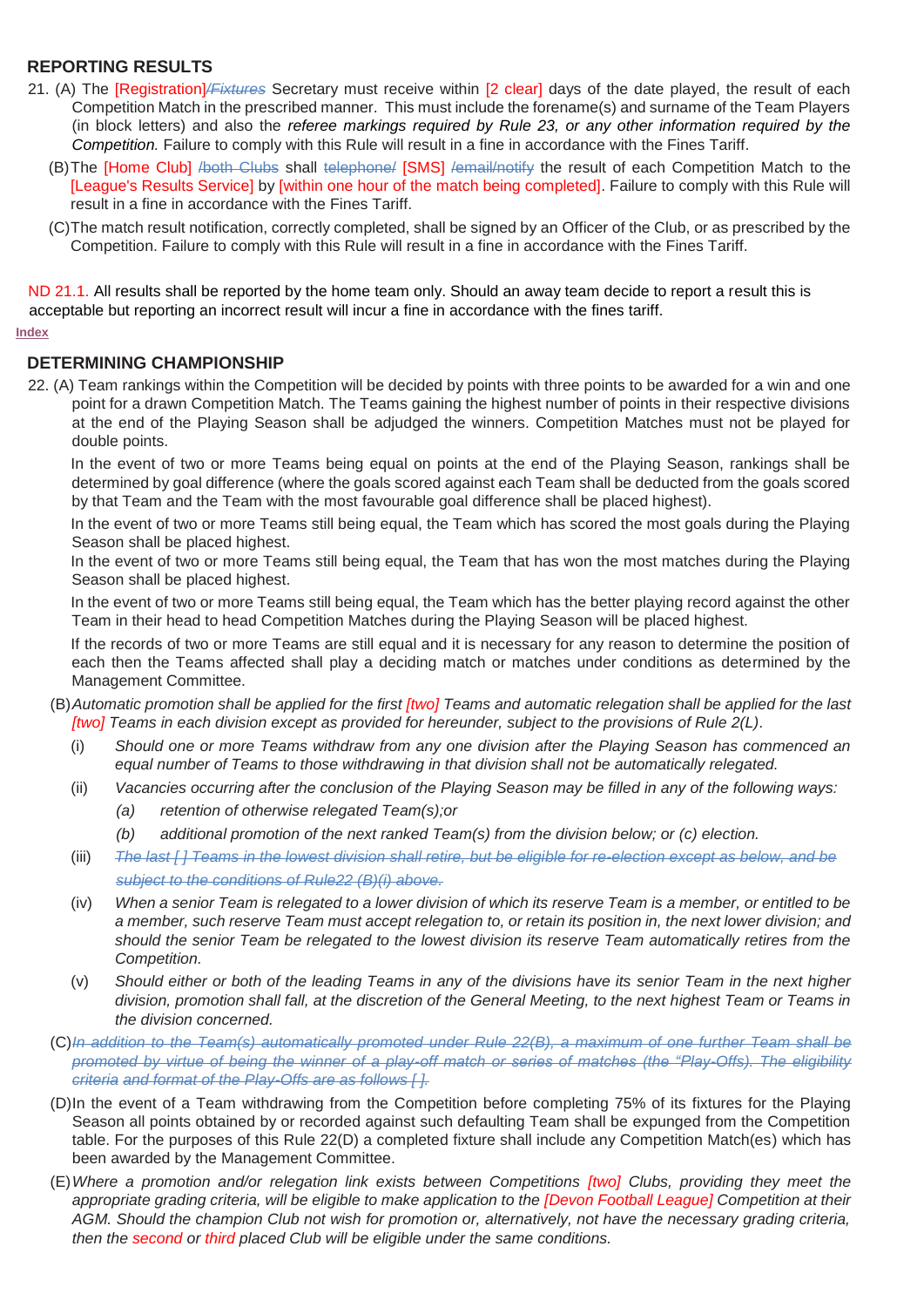## REPORTING RESULTS

21. (A) The [Registration]~~/Fixtures~~ Secretary must receive within [2 clear] days of the date played, the result of each Competition Match in the prescribed manner. This must include the forename(s) and surname of the Team Players (in block letters) and also the *referee markings required by Rule 23, or any other information required by the Competition.* Failure to comply with this Rule will result in a fine in accordance with the Fines Tariff.

    (B) The [Home Club] ~~/both Clubs~~ shall ~~telephone/~~ [SMS] ~~/email/notify~~ the result of each Competition Match to the [League's Results Service] by [within one hour of the match being completed]. Failure to comply with this Rule will result in a fine in accordance with the Fines Tariff.

    (C) The match result notification, correctly completed, shall be signed by an Officer of the Club, or as prescribed by the Competition. Failure to comply with this Rule will result in a fine in accordance with the Fines Tariff.

ND 21.1. All results shall be reported by the home team only. Should an away team decide to report a result this is acceptable but reporting an incorrect result will incur a fine in accordance with the fines tariff.

Index

## DETERMINING CHAMPIONSHIP

22. (A) Team rankings within the Competition will be decided by points with three points to be awarded for a win and one point for a drawn Competition Match. The Teams gaining the highest number of points in their respective divisions at the end of the Playing Season shall be adjudged the winners. Competition Matches must not be played for double points.

    In the event of two or more Teams being equal on points at the end of the Playing Season, rankings shall be determined by goal difference (where the goals scored against each Team shall be deducted from the goals scored by that Team and the Team with the most favourable goal difference shall be placed highest).

    In the event of two or more Teams still being equal, the Team which has scored the most goals during the Playing Season shall be placed highest.

    In the event of two or more Teams still being equal, the Team that has won the most matches during the Playing Season shall be placed highest.

    In the event of two or more Teams still being equal, the Team which has the better playing record against the other Team in their head to head Competition Matches during the Playing Season will be placed highest.

    If the records of two or more Teams are still equal and it is necessary for any reason to determine the position of each then the Teams affected shall play a deciding match or matches under conditions as determined by the Management Committee.

    (B) *Automatic promotion shall be applied for the first [two] Teams and automatic relegation shall be applied for the last [two] Teams in each division except as provided for hereunder, subject to the provisions of Rule 2(L).*

    (i) *Should one or more Teams withdraw from any one division after the Playing Season has commenced an equal number of Teams to those withdrawing in that division shall not be automatically relegated.*

    (ii) *Vacancies occurring after the conclusion of the Playing Season may be filled in any of the following ways:*

    *(a) retention of otherwise relegated Team(s);or*

    *(b) additional promotion of the next ranked Team(s) from the division below; or (c) election.*

    (iii) ~~*The last [ ] Teams in the lowest division shall retire, but be eligible for re-election except as below, and be subject to the conditions of Rule22 (B)(i) above.*~~

    (iv) *When a senior Team is relegated to a lower division of which its reserve Team is a member, or entitled to be a member, such reserve Team must accept relegation to, or retain its position in, the next lower division; and should the senior Team be relegated to the lowest division its reserve Team automatically retires from the Competition.*

    (v) *Should either or both of the leading Teams in any of the divisions have its senior Team in the next higher division, promotion shall fall, at the discretion of the General Meeting, to the next highest Team or Teams in the division concerned.*

    (C) ~~*In addition to the Team(s) automatically promoted under Rule 22(B), a maximum of one further Team shall be promoted by virtue of being the winner of a play-off match or series of matches (the "Play-Offs). The eligibility criteria and format of the Play-Offs are as follows [ ].*~~

    (D) In the event of a Team withdrawing from the Competition before completing 75% of its fixtures for the Playing Season all points obtained by or recorded against such defaulting Team shall be expunged from the Competition table. For the purposes of this Rule 22(D) a completed fixture shall include any Competition Match(es) which has been awarded by the Management Committee.

    (E) *Where a promotion and/or relegation link exists between Competitions [two] Clubs, providing they meet the appropriate grading criteria, will be eligible to make application to the [Devon Football League] Competition at their AGM. Should the champion Club not wish for promotion or, alternatively, not have the necessary grading criteria, then the second or third placed Club will be eligible under the same conditions.*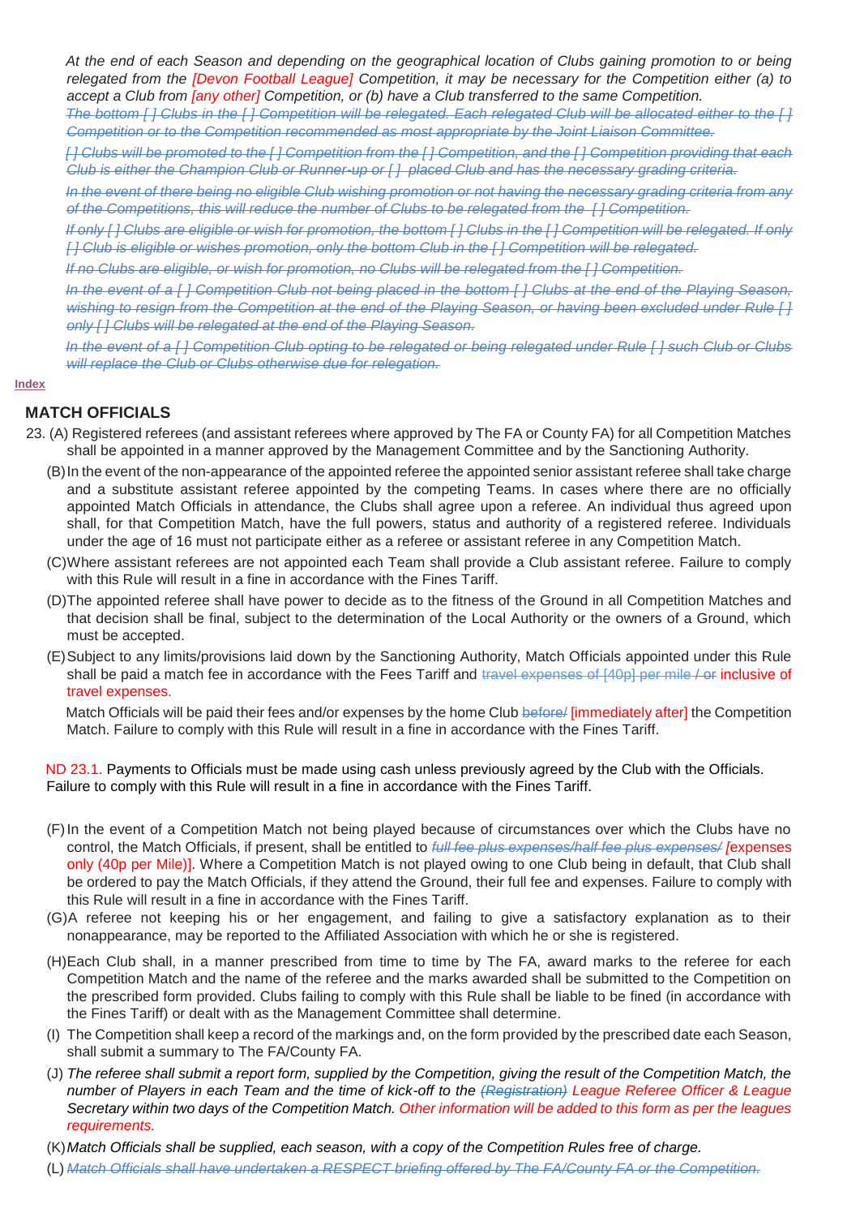*At the end of each Season and depending on the geographical location of Clubs gaining promotion to or being relegated from the [Devon Football League] Competition, it may be necessary for the Competition either (a) to accept a Club from [any other] Competition, or (b) have a Club transferred to the same Competition.*

*~~The bottom [ ] Clubs in the [ ] Competition will be relegated. Each relegated Club will be allocated either to the [ ] Competition or to the Competition recommended as most appropriate by the Joint Liaison Committee.~~*

*~~[ ] Clubs will be promoted to the [ ] Competition from the [ ] Competition, and the [ ] Competition providing that each Club is either the Champion Club or Runner-up or [ ] placed Club and has the necessary grading criteria.~~*

*~~In the event of there being no eligible Club wishing promotion or not having the necessary grading criteria from any of the Competitions, this will reduce the number of Clubs to be relegated from the [ ] Competition.~~*

*~~If only [ ] Clubs are eligible or wish for promotion, the bottom [ ] Clubs in the [ ] Competition will be relegated. If only [ ] Club is eligible or wishes promotion, only the bottom Club in the [ ] Competition will be relegated.~~*

*~~If no Clubs are eligible, or wish for promotion, no Clubs will be relegated from the [ ] Competition.~~*

*~~In the event of a [ ] Competition Club not being placed in the bottom [ ] Clubs at the end of the Playing Season, wishing to resign from the Competition at the end of the Playing Season, or having been excluded under Rule [ ] only [ ] Clubs will be relegated at the end of the Playing Season.~~*

*~~In the event of a [ ] Competition Club opting to be relegated or being relegated under Rule [ ] such Club or Clubs will replace the Club or Clubs otherwise due for relegation.~~*

Index

## MATCH OFFICIALS

23. (A) Registered referees (and assistant referees where approved by The FA or County FA) for all Competition Matches shall be appointed in a manner approved by the Management Committee and by the Sanctioning Authority.

(B) In the event of the non-appearance of the appointed referee the appointed senior assistant referee shall take charge and a substitute assistant referee appointed by the competing Teams. In cases where there are no officially appointed Match Officials in attendance, the Clubs shall agree upon a referee. An individual thus agreed upon shall, for that Competition Match, have the full powers, status and authority of a registered referee. Individuals under the age of 16 must not participate either as a referee or assistant referee in any Competition Match.

(C) Where assistant referees are not appointed each Team shall provide a Club assistant referee. Failure to comply with this Rule will result in a fine in accordance with the Fines Tariff.

(D) The appointed referee shall have power to decide as to the fitness of the Ground in all Competition Matches and that decision shall be final, subject to the determination of the Local Authority or the owners of a Ground, which must be accepted.

(E) Subject to any limits/provisions laid down by the Sanctioning Authority, Match Officials appointed under this Rule shall be paid a match fee in accordance with the Fees Tariff and ~~travel expenses of [40p] per mile / or~~ inclusive of travel expenses.

Match Officials will be paid their fees and/or expenses by the home Club ~~before/~~ [immediately after] the Competition Match. Failure to comply with this Rule will result in a fine in accordance with the Fines Tariff.

ND 23.1. Payments to Officials must be made using cash unless previously agreed by the Club with the Officials. Failure to comply with this Rule will result in a fine in accordance with the Fines Tariff.

(F) In the event of a Competition Match not being played because of circumstances over which the Clubs have no control, the Match Officials, if present, shall be entitled to *~~full fee plus expenses/half fee plus expenses/~~* [expenses only (40p per Mile)]. Where a Competition Match is not played owing to one Club being in default, that Club shall be ordered to pay the Match Officials, if they attend the Ground, their full fee and expenses. Failure to comply with this Rule will result in a fine in accordance with the Fines Tariff.

(G) A referee not keeping his or her engagement, and failing to give a satisfactory explanation as to their nonappearance, may be reported to the Affiliated Association with which he or she is registered.

(H) Each Club shall, in a manner prescribed from time to time by The FA, award marks to the referee for each Competition Match and the name of the referee and the marks awarded shall be submitted to the Competition on the prescribed form provided. Clubs failing to comply with this Rule shall be liable to be fined (in accordance with the Fines Tariff) or dealt with as the Management Committee shall determine.

(I) The Competition shall keep a record of the markings and, on the form provided by the prescribed date each Season, shall submit a summary to The FA/County FA.

(J) *The referee shall submit a report form, supplied by the Competition, giving the result of the Competition Match, the number of Players in each Team and the time of kick-off to the ~~(Registration)~~ League Referee Officer & League Secretary within two days of the Competition Match. Other information will be added to this form as per the leagues requirements.*

(K) *Match Officials shall be supplied, each season, with a copy of the Competition Rules free of charge.*

(L) *~~Match Officials shall have undertaken a RESPECT briefing offered by The FA/County FA or the Competition.~~*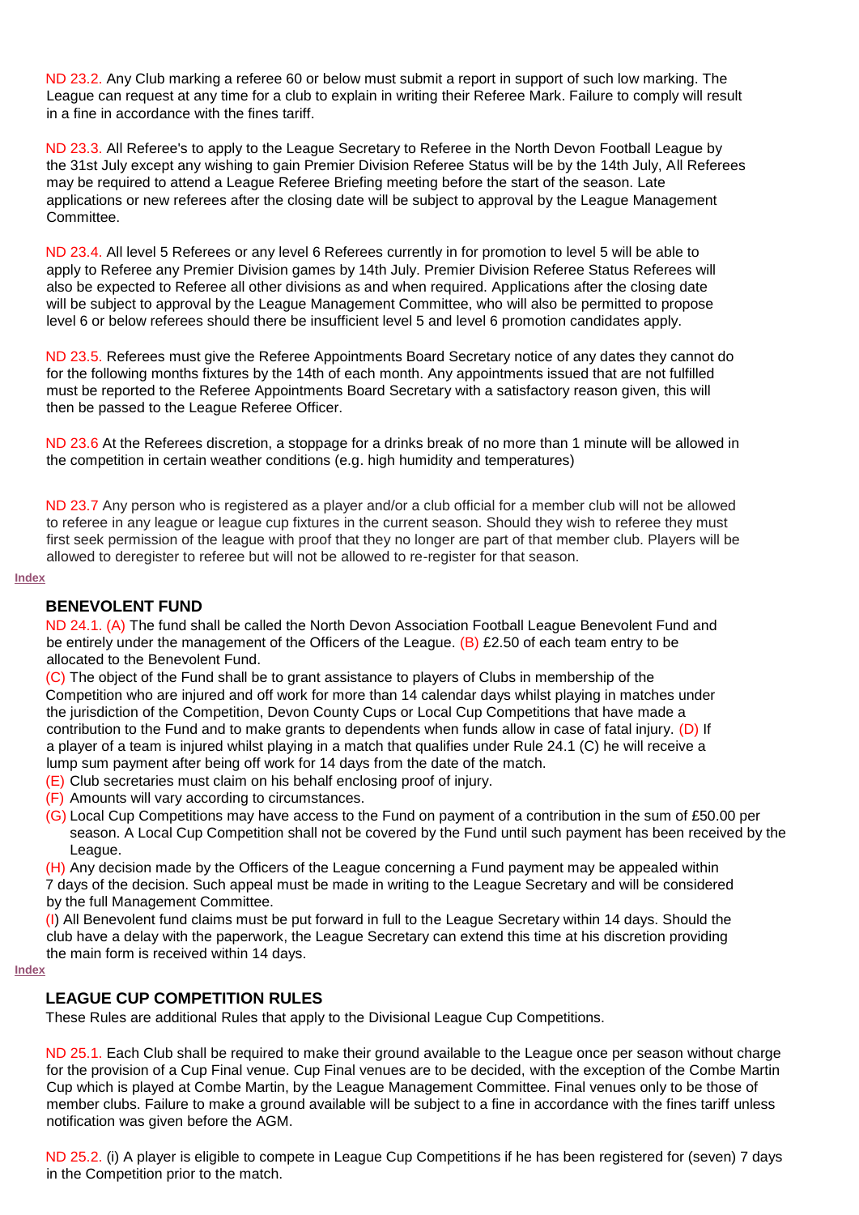ND 23.2. Any Club marking a referee 60 or below must submit a report in support of such low marking. The League can request at any time for a club to explain in writing their Referee Mark. Failure to comply will result in a fine in accordance with the fines tariff.

ND 23.3. All Referee's to apply to the League Secretary to Referee in the North Devon Football League by the 31st July except any wishing to gain Premier Division Referee Status will be by the 14th July, All Referees may be required to attend a League Referee Briefing meeting before the start of the season. Late applications or new referees after the closing date will be subject to approval by the League Management Committee.

ND 23.4. All level 5 Referees or any level 6 Referees currently in for promotion to level 5 will be able to apply to Referee any Premier Division games by 14th July. Premier Division Referee Status Referees will also be expected to Referee all other divisions as and when required. Applications after the closing date will be subject to approval by the League Management Committee, who will also be permitted to propose level 6 or below referees should there be insufficient level 5 and level 6 promotion candidates apply.

ND 23.5. Referees must give the Referee Appointments Board Secretary notice of any dates they cannot do for the following months fixtures by the 14th of each month. Any appointments issued that are not fulfilled must be reported to the Referee Appointments Board Secretary with a satisfactory reason given, this will then be passed to the League Referee Officer.

ND 23.6 At the Referees discretion, a stoppage for a drinks break of no more than 1 minute will be allowed in the competition in certain weather conditions (e.g. high humidity and temperatures)

ND 23.7 Any person who is registered as a player and/or a club official for a member club will not be allowed to referee in any league or league cup fixtures in the current season. Should they wish to referee they must first seek permission of the league with proof that they no longer are part of that member club. Players will be allowed to deregister to referee but will not be allowed to re-register for that season.

Index

## BENEVOLENT FUND

ND 24.1. (A) The fund shall be called the North Devon Association Football League Benevolent Fund and be entirely under the management of the Officers of the League. (B) £2.50 of each team entry to be allocated to the Benevolent Fund.

(C) The object of the Fund shall be to grant assistance to players of Clubs in membership of the Competition who are injured and off work for more than 14 calendar days whilst playing in matches under the jurisdiction of the Competition, Devon County Cups or Local Cup Competitions that have made a contribution to the Fund and to make grants to dependents when funds allow in case of fatal injury. (D) If a player of a team is injured whilst playing in a match that qualifies under Rule 24.1 (C) he will receive a lump sum payment after being off work for 14 days from the date of the match.

(E) Club secretaries must claim on his behalf enclosing proof of injury.

(F) Amounts will vary according to circumstances.

(G) Local Cup Competitions may have access to the Fund on payment of a contribution in the sum of £50.00 per season. A Local Cup Competition shall not be covered by the Fund until such payment has been received by the League.

(H) Any decision made by the Officers of the League concerning a Fund payment may be appealed within 7 days of the decision. Such appeal must be made in writing to the League Secretary and will be considered by the full Management Committee.

(I) All Benevolent fund claims must be put forward in full to the League Secretary within 14 days. Should the club have a delay with the paperwork, the League Secretary can extend this time at his discretion providing the main form is received within 14 days.

Index

## LEAGUE CUP COMPETITION RULES

These Rules are additional Rules that apply to the Divisional League Cup Competitions.

ND 25.1. Each Club shall be required to make their ground available to the League once per season without charge for the provision of a Cup Final venue. Cup Final venues are to be decided, with the exception of the Combe Martin Cup which is played at Combe Martin, by the League Management Committee. Final venues only to be those of member clubs. Failure to make a ground available will be subject to a fine in accordance with the fines tariff unless notification was given before the AGM.

ND 25.2. (i) A player is eligible to compete in League Cup Competitions if he has been registered for (seven) 7 days in the Competition prior to the match.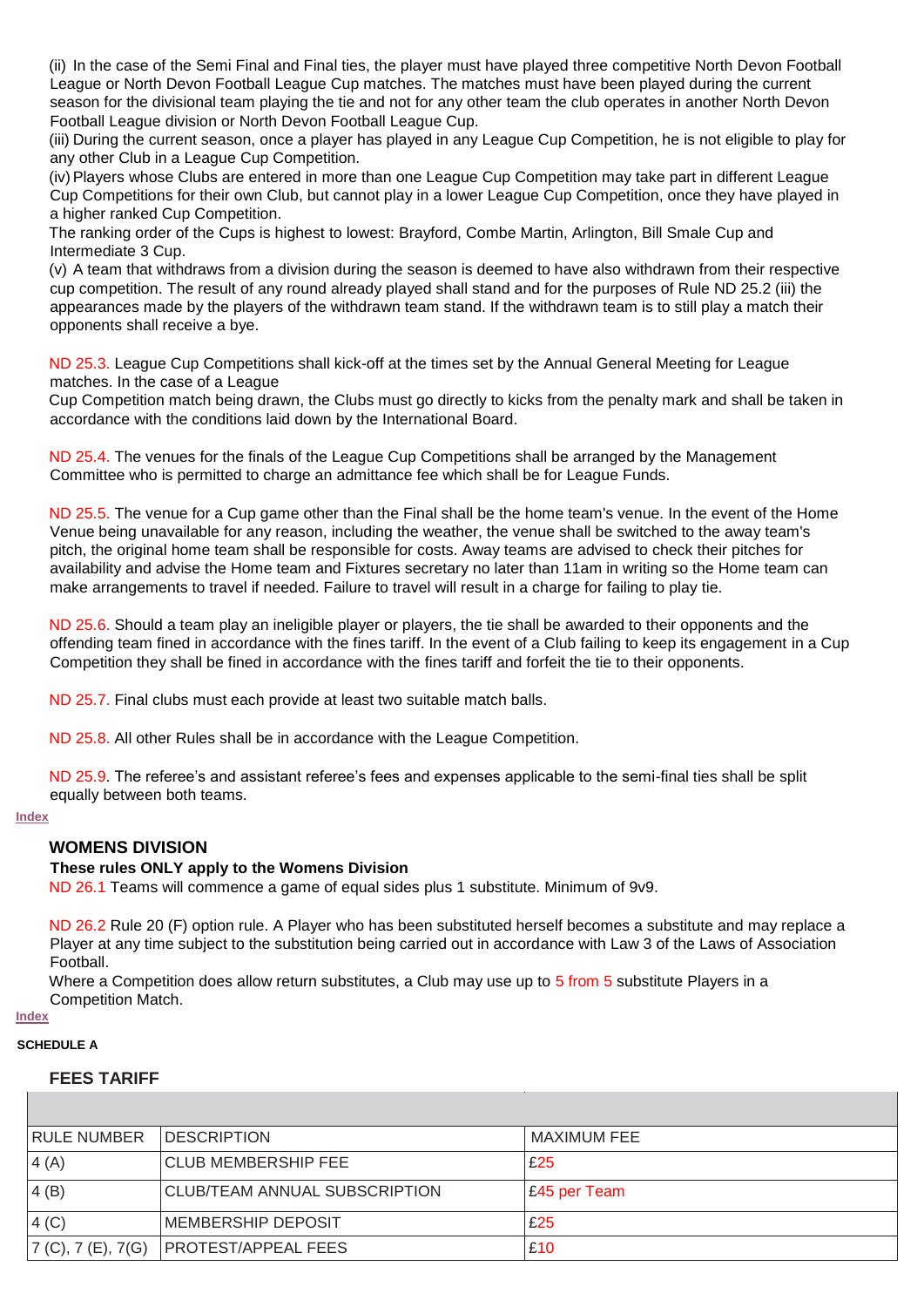(ii) In the case of the Semi Final and Final ties, the player must have played three competitive North Devon Football League or North Devon Football League Cup matches. The matches must have been played during the current season for the divisional team playing the tie and not for any other team the club operates in another North Devon Football League division or North Devon Football League Cup.

(iii) During the current season, once a player has played in any League Cup Competition, he is not eligible to play for any other Club in a League Cup Competition.

(iv) Players whose Clubs are entered in more than one League Cup Competition may take part in different League Cup Competitions for their own Club, but cannot play in a lower League Cup Competition, once they have played in a higher ranked Cup Competition.

The ranking order of the Cups is highest to lowest: Brayford, Combe Martin, Arlington, Bill Smale Cup and Intermediate 3 Cup.

(v) A team that withdraws from a division during the season is deemed to have also withdrawn from their respective cup competition. The result of any round already played shall stand and for the purposes of Rule ND 25.2 (iii) the appearances made by the players of the withdrawn team stand. If the withdrawn team is to still play a match their opponents shall receive a bye.

ND 25.3. League Cup Competitions shall kick-off at the times set by the Annual General Meeting for League matches. In the case of a League

Cup Competition match being drawn, the Clubs must go directly to kicks from the penalty mark and shall be taken in accordance with the conditions laid down by the International Board.

ND 25.4. The venues for the finals of the League Cup Competitions shall be arranged by the Management Committee who is permitted to charge an admittance fee which shall be for League Funds.

ND 25.5. The venue for a Cup game other than the Final shall be the home team's venue. In the event of the Home Venue being unavailable for any reason, including the weather, the venue shall be switched to the away team's pitch, the original home team shall be responsible for costs. Away teams are advised to check their pitches for availability and advise the Home team and Fixtures secretary no later than 11am in writing so the Home team can make arrangements to travel if needed. Failure to travel will result in a charge for failing to play tie.

ND 25.6. Should a team play an ineligible player or players, the tie shall be awarded to their opponents and the offending team fined in accordance with the fines tariff. In the event of a Club failing to keep its engagement in a Cup Competition they shall be fined in accordance with the fines tariff and forfeit the tie to their opponents.

ND 25.7. Final clubs must each provide at least two suitable match balls.

ND 25.8. All other Rules shall be in accordance with the League Competition.

ND 25.9. The referee's and assistant referee's fees and expenses applicable to the semi-final ties shall be split equally between both teams.

Index

## WOMENS DIVISION

**These rules ONLY apply to the Womens Division**

ND 26.1 Teams will commence a game of equal sides plus 1 substitute. Minimum of 9v9.

ND 26.2 Rule 20 (F) option rule. A Player who has been substituted herself becomes a substitute and may replace a Player at any time subject to the substitution being carried out in accordance with Law 3 of the Laws of Association Football.

Where a Competition does allow return substitutes, a Club may use up to 5 from 5 substitute Players in a Competition Match.

Index

**SCHEDULE A**

## FEES TARIFF

| RULE NUMBER | DESCRIPTION | MAXIMUM FEE |
|---|---|---|
| 4 (A) | CLUB MEMBERSHIP FEE | £25 |
| 4 (B) | CLUB/TEAM ANNUAL SUBSCRIPTION | £45 per Team |
| 4 (C) | MEMBERSHIP DEPOSIT | £25 |
| 7 (C), 7 (E), 7(G) | PROTEST/APPEAL FEES | £10 |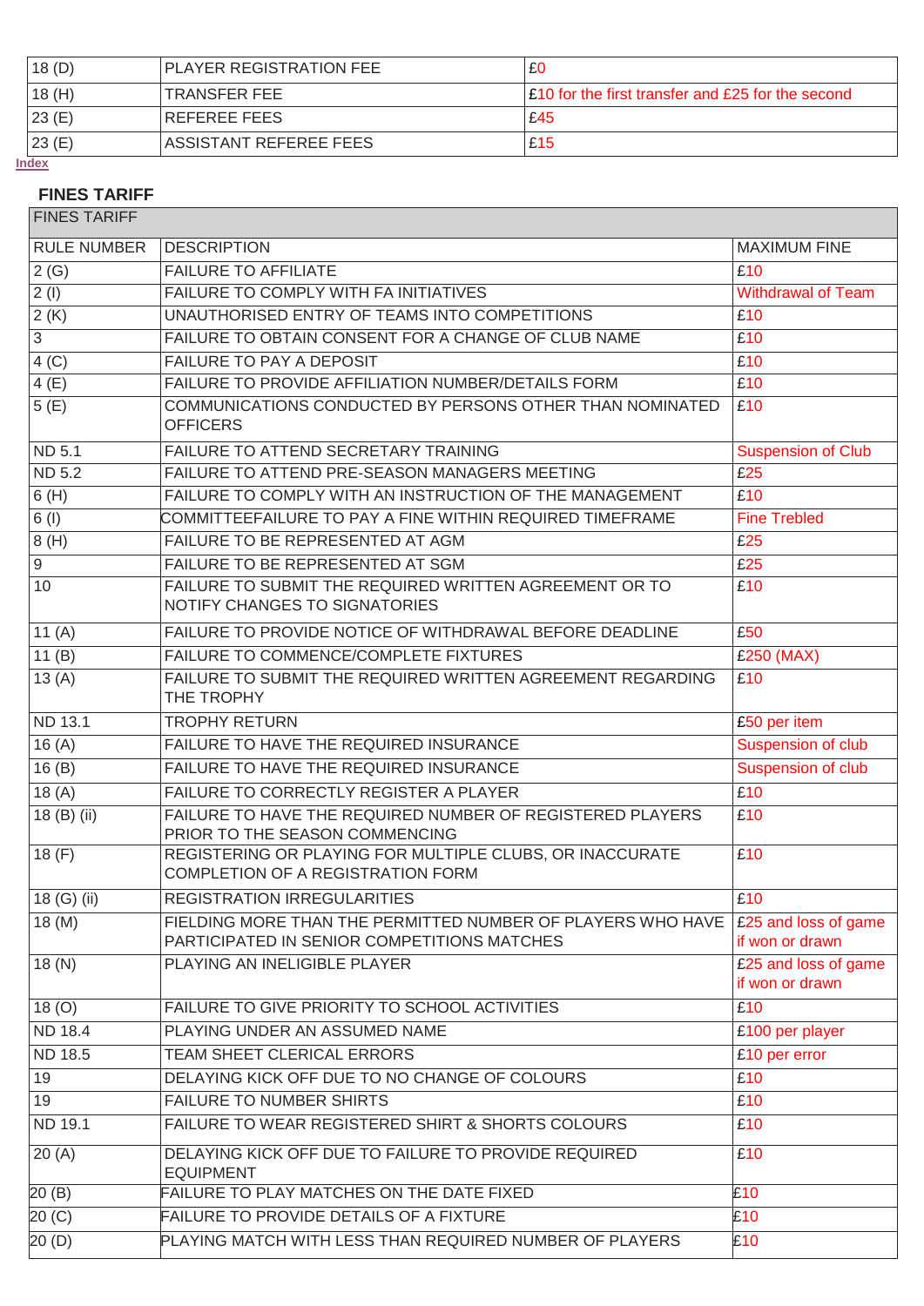| | | |
|---|---|---|
| 18 (D) | PLAYER REGISTRATION FEE | £0 |
| 18 (H) | TRANSFER FEE | £10 for the first transfer and £25 for the second |
| 23 (E) | REFEREE FEES | £45 |
| 23 (E) | ASSISTANT REFEREE FEES | £15 |

Index

## FINES TARIFF

| FINES TARIFF | | |
|---|---|---|
| RULE NUMBER | DESCRIPTION | MAXIMUM FINE |
| 2 (G) | FAILURE TO AFFILIATE | £10 |
| 2 (I) | FAILURE TO COMPLY WITH FA INITIATIVES | Withdrawal of Team |
| 2 (K) | UNAUTHORISED ENTRY OF TEAMS INTO COMPETITIONS | £10 |
| 3 | FAILURE TO OBTAIN CONSENT FOR A CHANGE OF CLUB NAME | £10 |
| 4 (C) | FAILURE TO PAY A DEPOSIT | £10 |
| 4 (E) | FAILURE TO PROVIDE AFFILIATION NUMBER/DETAILS FORM | £10 |
| 5 (E) | COMMUNICATIONS CONDUCTED BY PERSONS OTHER THAN NOMINATED OFFICERS | £10 |
| ND 5.1 | FAILURE TO ATTEND SECRETARY TRAINING | Suspension of Club |
| ND 5.2 | FAILURE TO ATTEND PRE-SEASON MANAGERS MEETING | £25 |
| 6 (H) | FAILURE TO COMPLY WITH AN INSTRUCTION OF THE MANAGEMENT | £10 |
| 6 (I) | COMMITTEEFAILURE TO PAY A FINE WITHIN REQUIRED TIMEFRAME | Fine Trebled |
| 8 (H) | FAILURE TO BE REPRESENTED AT AGM | £25 |
| 9 | FAILURE TO BE REPRESENTED AT SGM | £25 |
| 10 | FAILURE TO SUBMIT THE REQUIRED WRITTEN AGREEMENT OR TO NOTIFY CHANGES TO SIGNATORIES | £10 |
| 11 (A) | FAILURE TO PROVIDE NOTICE OF WITHDRAWAL BEFORE DEADLINE | £50 |
| 11 (B) | FAILURE TO COMMENCE/COMPLETE FIXTURES | £250 (MAX) |
| 13 (A) | FAILURE TO SUBMIT THE REQUIRED WRITTEN AGREEMENT REGARDING THE TROPHY | £10 |
| ND 13.1 | TROPHY RETURN | £50 per item |
| 16 (A) | FAILURE TO HAVE THE REQUIRED INSURANCE | Suspension of club |
| 16 (B) | FAILURE TO HAVE THE REQUIRED INSURANCE | Suspension of club |
| 18 (A) | FAILURE TO CORRECTLY REGISTER A PLAYER | £10 |
| 18 (B) (ii) | FAILURE TO HAVE THE REQUIRED NUMBER OF REGISTERED PLAYERS PRIOR TO THE SEASON COMMENCING | £10 |
| 18 (F) | REGISTERING OR PLAYING FOR MULTIPLE CLUBS, OR INACCURATE COMPLETION OF A REGISTRATION FORM | £10 |
| 18 (G) (ii) | REGISTRATION IRREGULARITIES | £10 |
| 18 (M) | FIELDING MORE THAN THE PERMITTED NUMBER OF PLAYERS WHO HAVE PARTICIPATED IN SENIOR COMPETITIONS MATCHES | £25 and loss of game if won or drawn |
| 18 (N) | PLAYING AN INELIGIBLE PLAYER | £25 and loss of game if won or drawn |
| 18 (O) | FAILURE TO GIVE PRIORITY TO SCHOOL ACTIVITIES | £10 |
| ND 18.4 | PLAYING UNDER AN ASSUMED NAME | £100 per player |
| ND 18.5 | TEAM SHEET CLERICAL ERRORS | £10 per error |
| 19 | DELAYING KICK OFF DUE TO NO CHANGE OF COLOURS | £10 |
| 19 | FAILURE TO NUMBER SHIRTS | £10 |
| ND 19.1 | FAILURE TO WEAR REGISTERED SHIRT & SHORTS COLOURS | £10 |
| 20 (A) | DELAYING KICK OFF DUE TO FAILURE TO PROVIDE REQUIRED EQUIPMENT | £10 |
| 20 (B) | FAILURE TO PLAY MATCHES ON THE DATE FIXED | £10 |
| 20 (C) | FAILURE TO PROVIDE DETAILS OF A FIXTURE | £10 |
| 20 (D) | PLAYING MATCH WITH LESS THAN REQUIRED NUMBER OF PLAYERS | £10 |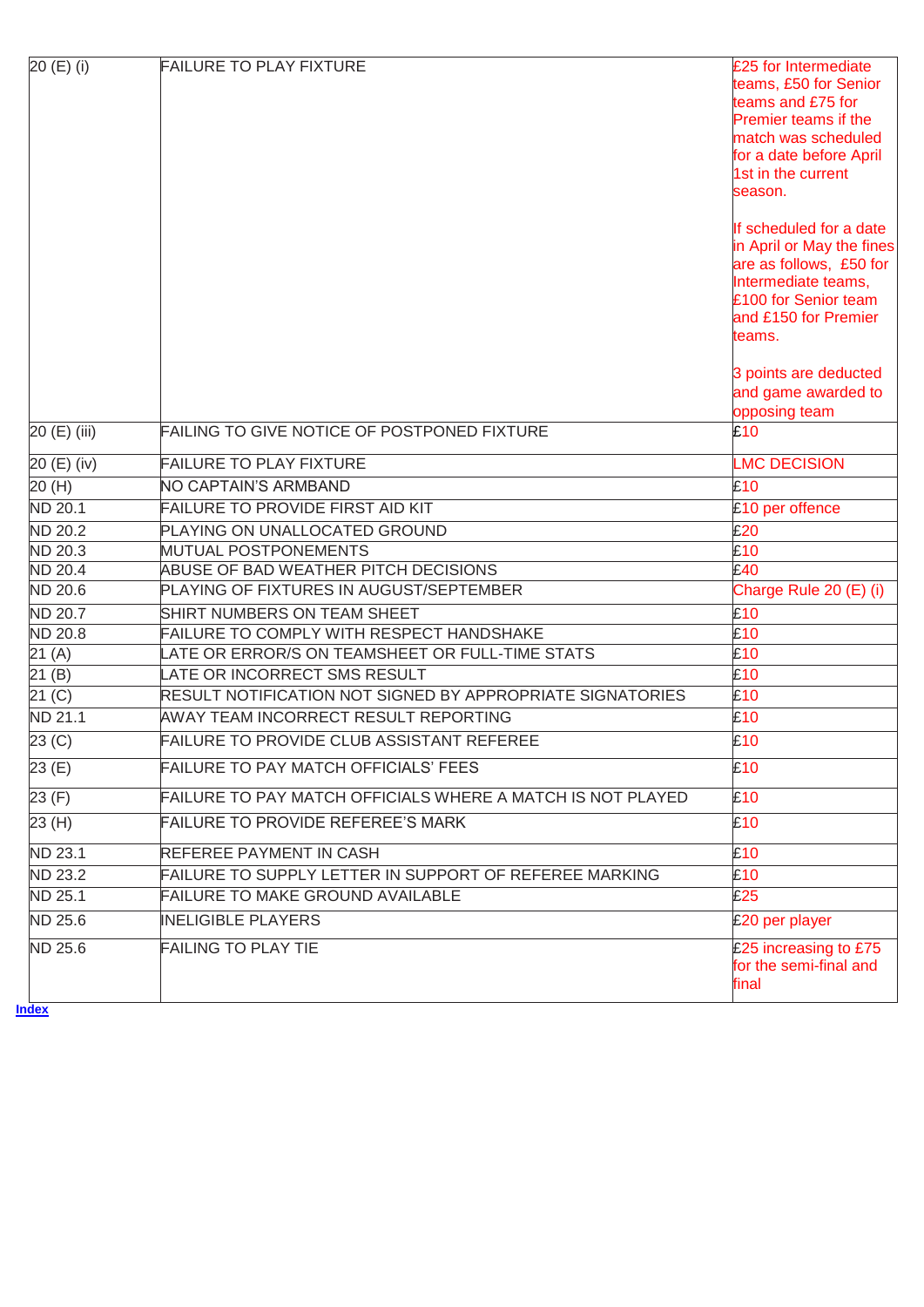| | | |
|---|---|---|
| 20 (E) (i) | FAILURE TO PLAY FIXTURE | £25 for Intermediate teams, £50 for Senior teams and £75 for Premier teams if the match was scheduled for a date before April 1st in the current season.<br><br>If scheduled for a date in April or May the fines are as follows, £50 for Intermediate teams, £100 for Senior team and £150 for Premier teams.<br><br>3 points are deducted and game awarded to opposing team |
| 20 (E) (iii) | FAILING TO GIVE NOTICE OF POSTPONED FIXTURE | £10 |
| 20 (E) (iv) | FAILURE TO PLAY FIXTURE | LMC DECISION |
| 20 (H) | NO CAPTAIN'S ARMBAND | £10 |
| ND 20.1 | FAILURE TO PROVIDE FIRST AID KIT | £10 per offence |
| ND 20.2 | PLAYING ON UNALLOCATED GROUND | £20 |
| ND 20.3 | MUTUAL POSTPONEMENTS | £10 |
| ND 20.4 | ABUSE OF BAD WEATHER PITCH DECISIONS | £40 |
| ND 20.6 | PLAYING OF FIXTURES IN AUGUST/SEPTEMBER | Charge Rule 20 (E) (i) |
| ND 20.7 | SHIRT NUMBERS ON TEAM SHEET | £10 |
| ND 20.8 | FAILURE TO COMPLY WITH RESPECT HANDSHAKE | £10 |
| 21 (A) | LATE OR ERROR/S ON TEAMSHEET OR FULL-TIME STATS | £10 |
| 21 (B) | LATE OR INCORRECT SMS RESULT | £10 |
| 21 (C) | RESULT NOTIFICATION NOT SIGNED BY APPROPRIATE SIGNATORIES | £10 |
| ND 21.1 | AWAY TEAM INCORRECT RESULT REPORTING | £10 |
| 23 (C) | FAILURE TO PROVIDE CLUB ASSISTANT REFEREE | £10 |
| 23 (E) | FAILURE TO PAY MATCH OFFICIALS' FEES | £10 |
| 23 (F) | FAILURE TO PAY MATCH OFFICIALS WHERE A MATCH IS NOT PLAYED | £10 |
| 23 (H) | FAILURE TO PROVIDE REFEREE'S MARK | £10 |
| ND 23.1 | REFEREE PAYMENT IN CASH | £10 |
| ND 23.2 | FAILURE TO SUPPLY LETTER IN SUPPORT OF REFEREE MARKING | £10 |
| ND 25.1 | FAILURE TO MAKE GROUND AVAILABLE | £25 |
| ND 25.6 | INELIGIBLE PLAYERS | £20 per player |
| ND 25.6 | FAILING TO PLAY TIE | £25 increasing to £75 for the semi-final and final |

Index